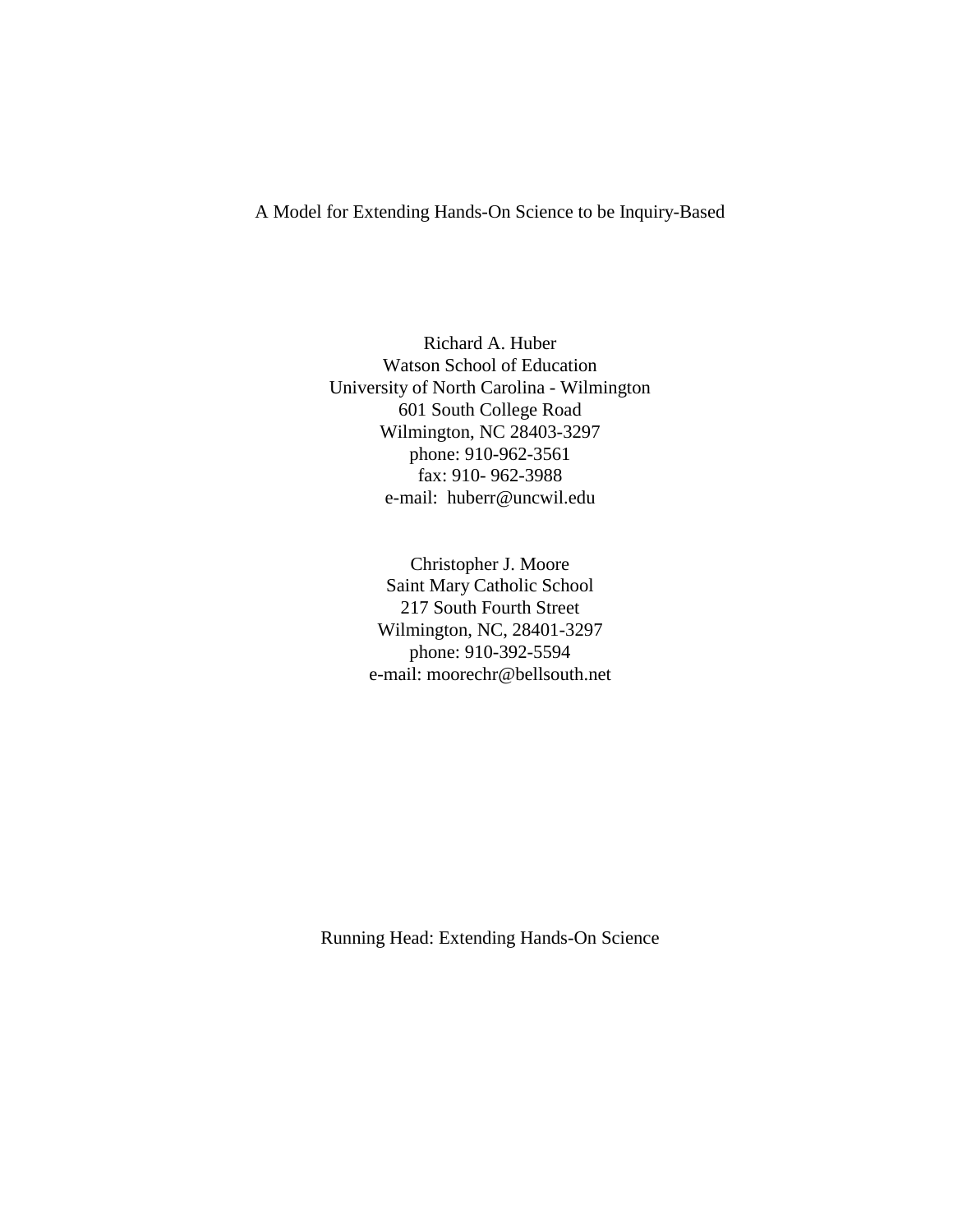# A Model for Extending Hands-On Science to be Inquiry-Based

Richard A. Huber
Watson School of Education
University of North Carolina - Wilmington
601 South College Road
Wilmington, NC 28403-3297
phone: 910-962-3561
fax: 910- 962-3988
e-mail: huberr@uncwil.edu

Christopher J. Moore
Saint Mary Catholic School
217 South Fourth Street
Wilmington, NC, 28401-3297
phone: 910-392-5594
e-mail: moorechr@bellsouth.net

Running Head: Extending Hands-On Science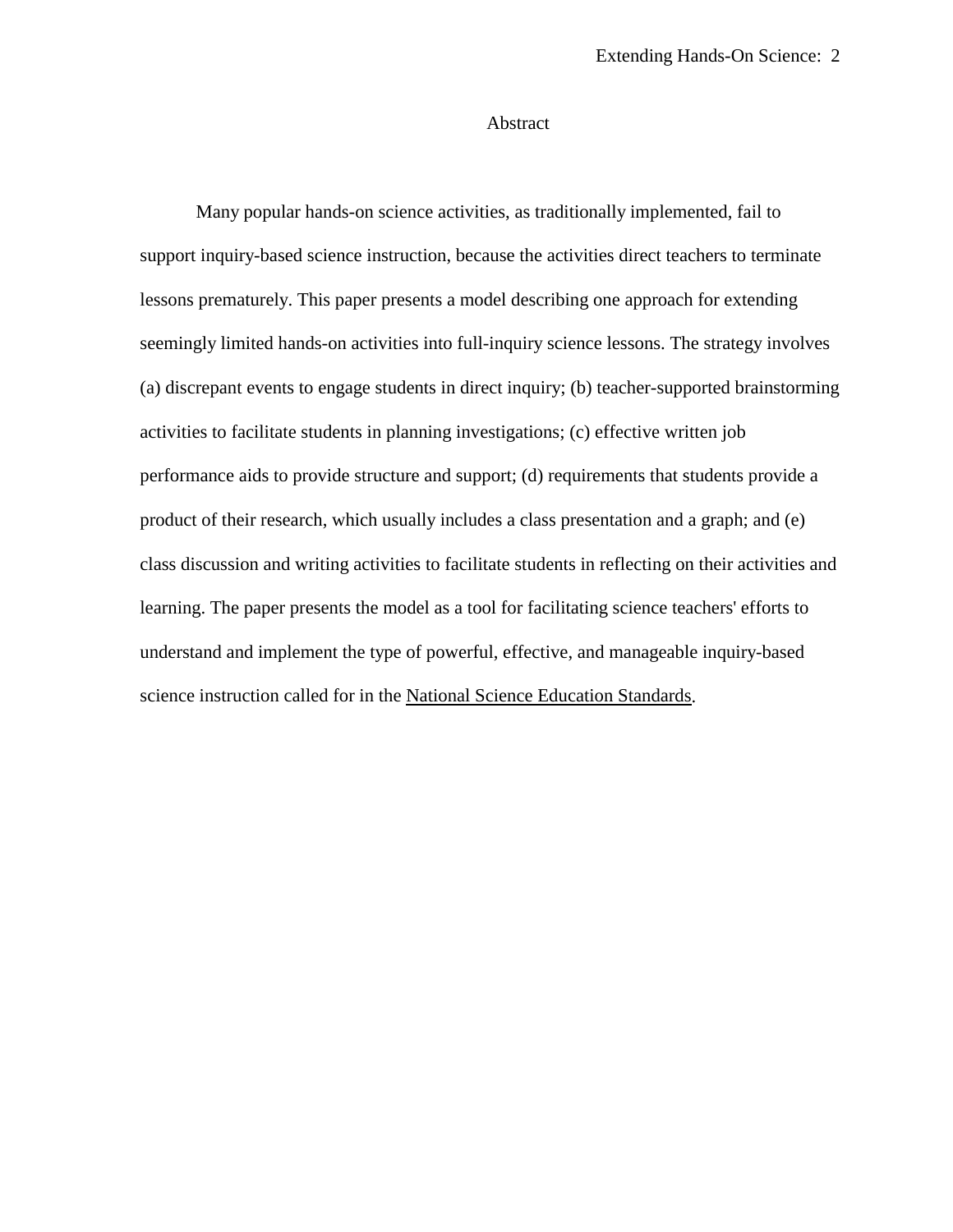# Abstract

Many popular hands-on science activities, as traditionally implemented, fail to support inquiry-based science instruction, because the activities direct teachers to terminate lessons prematurely. This paper presents a model describing one approach for extending seemingly limited hands-on activities into full-inquiry science lessons. The strategy involves (a) discrepant events to engage students in direct inquiry; (b) teacher-supported brainstorming activities to facilitate students in planning investigations; (c) effective written job performance aids to provide structure and support; (d) requirements that students provide a product of their research, which usually includes a class presentation and a graph; and (e) class discussion and writing activities to facilitate students in reflecting on their activities and learning. The paper presents the model as a tool for facilitating science teachers' efforts to understand and implement the type of powerful, effective, and manageable inquiry-based science instruction called for in the <u>National Science Education Standards</u>.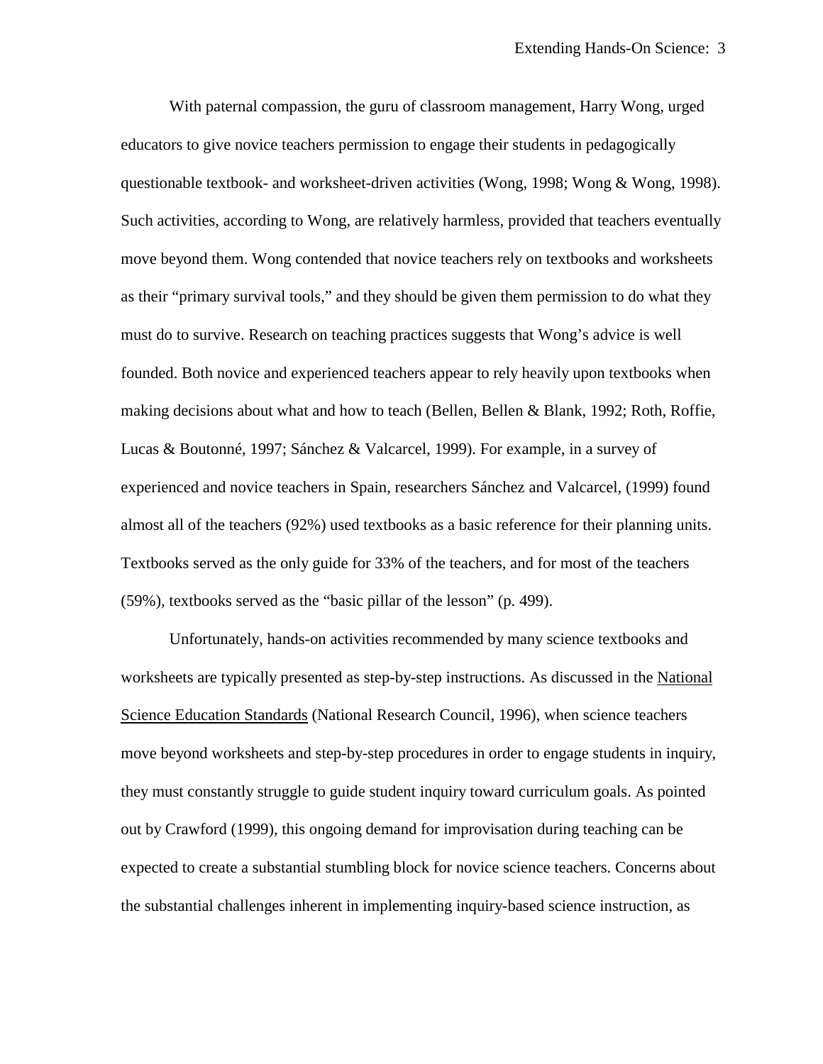With paternal compassion, the guru of classroom management, Harry Wong, urged educators to give novice teachers permission to engage their students in pedagogically questionable textbook- and worksheet-driven activities (Wong, 1998; Wong & Wong, 1998). Such activities, according to Wong, are relatively harmless, provided that teachers eventually move beyond them. Wong contended that novice teachers rely on textbooks and worksheets as their "primary survival tools," and they should be given them permission to do what they must do to survive. Research on teaching practices suggests that Wong's advice is well founded. Both novice and experienced teachers appear to rely heavily upon textbooks when making decisions about what and how to teach (Bellen, Bellen & Blank, 1992; Roth, Roffie, Lucas & Boutonné, 1997; Sánchez & Valcarcel, 1999). For example, in a survey of experienced and novice teachers in Spain, researchers Sánchez and Valcarcel, (1999) found almost all of the teachers (92%) used textbooks as a basic reference for their planning units. Textbooks served as the only guide for 33% of the teachers, and for most of the teachers (59%), textbooks served as the "basic pillar of the lesson" (p. 499).

Unfortunately, hands-on activities recommended by many science textbooks and worksheets are typically presented as step-by-step instructions. As discussed in the National Science Education Standards (National Research Council, 1996), when science teachers move beyond worksheets and step-by-step procedures in order to engage students in inquiry, they must constantly struggle to guide student inquiry toward curriculum goals. As pointed out by Crawford (1999), this ongoing demand for improvisation during teaching can be expected to create a substantial stumbling block for novice science teachers. Concerns about the substantial challenges inherent in implementing inquiry-based science instruction, as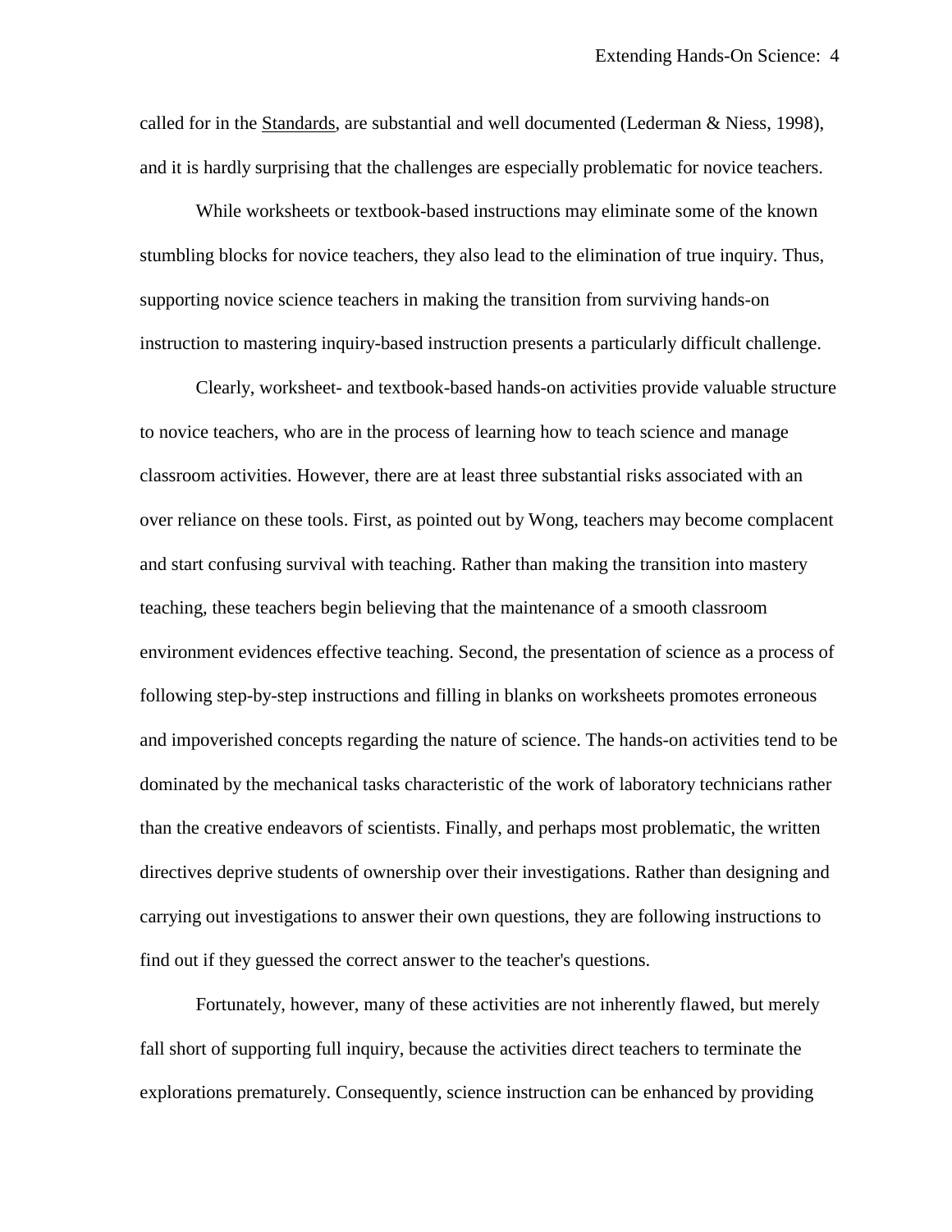called for in the Standards, are substantial and well documented (Lederman & Niess, 1998), and it is hardly surprising that the challenges are especially problematic for novice teachers.

While worksheets or textbook-based instructions may eliminate some of the known stumbling blocks for novice teachers, they also lead to the elimination of true inquiry. Thus, supporting novice science teachers in making the transition from surviving hands-on instruction to mastering inquiry-based instruction presents a particularly difficult challenge.

Clearly, worksheet- and textbook-based hands-on activities provide valuable structure to novice teachers, who are in the process of learning how to teach science and manage classroom activities. However, there are at least three substantial risks associated with an over reliance on these tools. First, as pointed out by Wong, teachers may become complacent and start confusing survival with teaching. Rather than making the transition into mastery teaching, these teachers begin believing that the maintenance of a smooth classroom environment evidences effective teaching. Second, the presentation of science as a process of following step-by-step instructions and filling in blanks on worksheets promotes erroneous and impoverished concepts regarding the nature of science. The hands-on activities tend to be dominated by the mechanical tasks characteristic of the work of laboratory technicians rather than the creative endeavors of scientists. Finally, and perhaps most problematic, the written directives deprive students of ownership over their investigations. Rather than designing and carrying out investigations to answer their own questions, they are following instructions to find out if they guessed the correct answer to the teacher's questions.

Fortunately, however, many of these activities are not inherently flawed, but merely fall short of supporting full inquiry, because the activities direct teachers to terminate the explorations prematurely. Consequently, science instruction can be enhanced by providing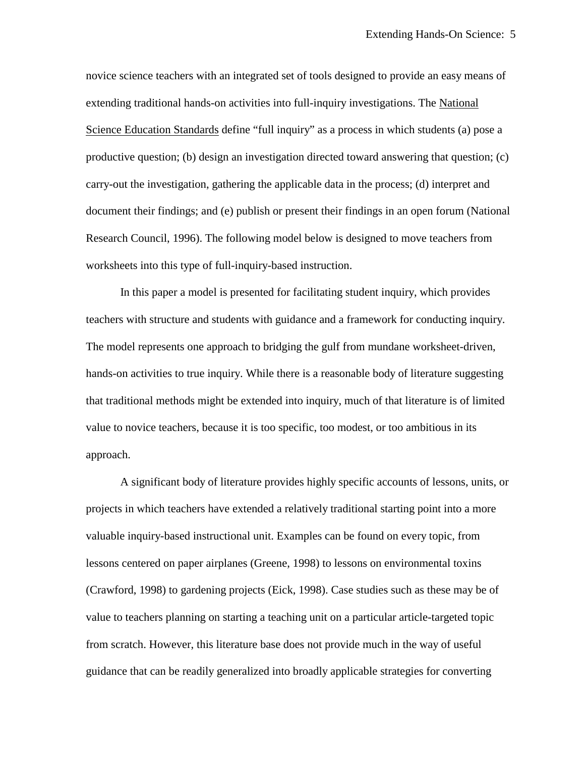novice science teachers with an integrated set of tools designed to provide an easy means of extending traditional hands-on activities into full-inquiry investigations. The National Science Education Standards define "full inquiry" as a process in which students (a) pose a productive question; (b) design an investigation directed toward answering that question; (c) carry-out the investigation, gathering the applicable data in the process; (d) interpret and document their findings; and (e) publish or present their findings in an open forum (National Research Council, 1996). The following model below is designed to move teachers from worksheets into this type of full-inquiry-based instruction.

In this paper a model is presented for facilitating student inquiry, which provides teachers with structure and students with guidance and a framework for conducting inquiry. The model represents one approach to bridging the gulf from mundane worksheet-driven, hands-on activities to true inquiry. While there is a reasonable body of literature suggesting that traditional methods might be extended into inquiry, much of that literature is of limited value to novice teachers, because it is too specific, too modest, or too ambitious in its approach.

A significant body of literature provides highly specific accounts of lessons, units, or projects in which teachers have extended a relatively traditional starting point into a more valuable inquiry-based instructional unit. Examples can be found on every topic, from lessons centered on paper airplanes (Greene, 1998) to lessons on environmental toxins (Crawford, 1998) to gardening projects (Eick, 1998). Case studies such as these may be of value to teachers planning on starting a teaching unit on a particular article-targeted topic from scratch. However, this literature base does not provide much in the way of useful guidance that can be readily generalized into broadly applicable strategies for converting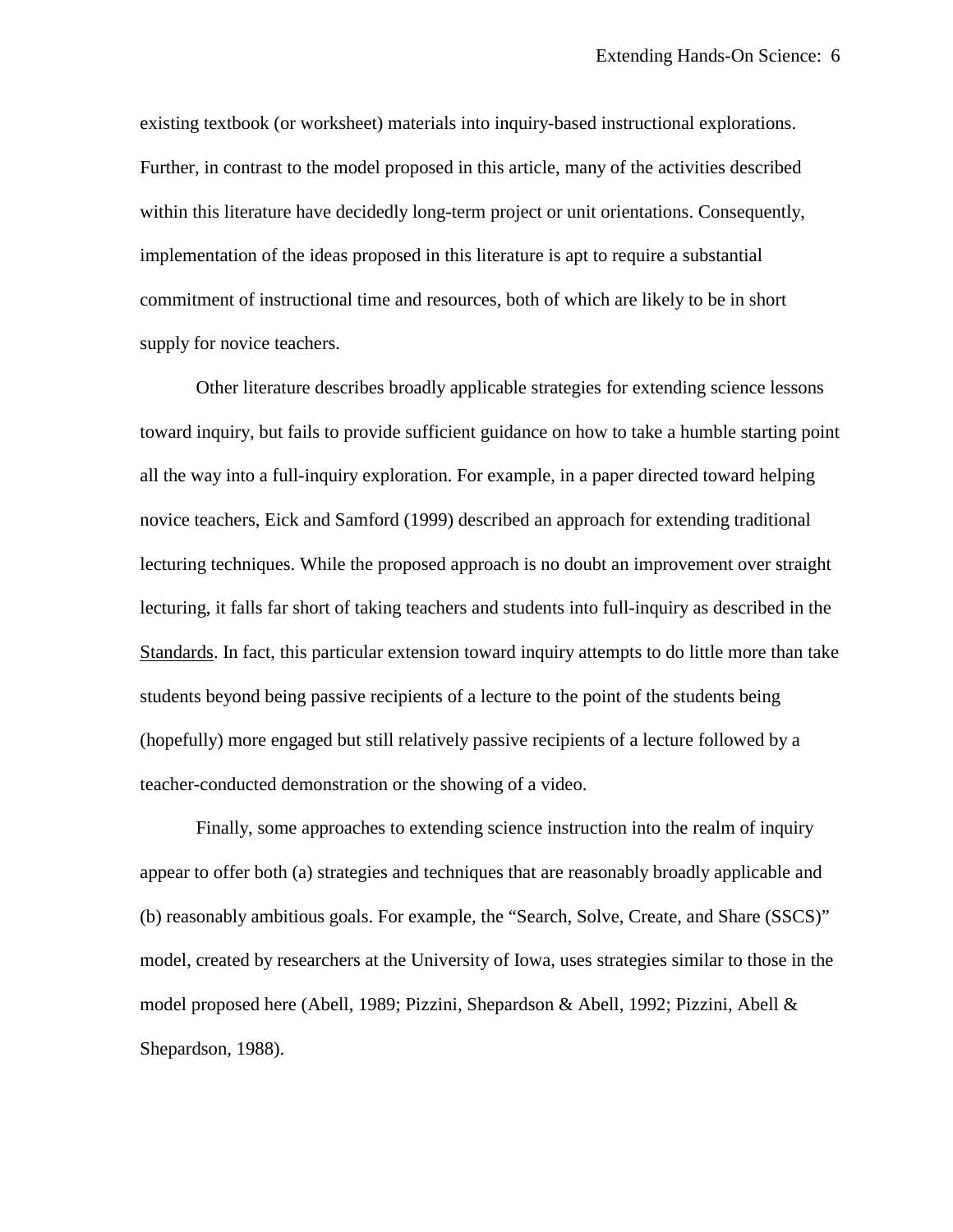existing textbook (or worksheet) materials into inquiry-based instructional explorations. Further, in contrast to the model proposed in this article, many of the activities described within this literature have decidedly long-term project or unit orientations. Consequently, implementation of the ideas proposed in this literature is apt to require a substantial commitment of instructional time and resources, both of which are likely to be in short supply for novice teachers.

Other literature describes broadly applicable strategies for extending science lessons toward inquiry, but fails to provide sufficient guidance on how to take a humble starting point all the way into a full-inquiry exploration. For example, in a paper directed toward helping novice teachers, Eick and Samford (1999) described an approach for extending traditional lecturing techniques. While the proposed approach is no doubt an improvement over straight lecturing, it falls far short of taking teachers and students into full-inquiry as described in the Standards. In fact, this particular extension toward inquiry attempts to do little more than take students beyond being passive recipients of a lecture to the point of the students being (hopefully) more engaged but still relatively passive recipients of a lecture followed by a teacher-conducted demonstration or the showing of a video.

Finally, some approaches to extending science instruction into the realm of inquiry appear to offer both (a) strategies and techniques that are reasonably broadly applicable and (b) reasonably ambitious goals. For example, the "Search, Solve, Create, and Share (SSCS)" model, created by researchers at the University of Iowa, uses strategies similar to those in the model proposed here (Abell, 1989; Pizzini, Shepardson & Abell, 1992; Pizzini, Abell & Shepardson, 1988).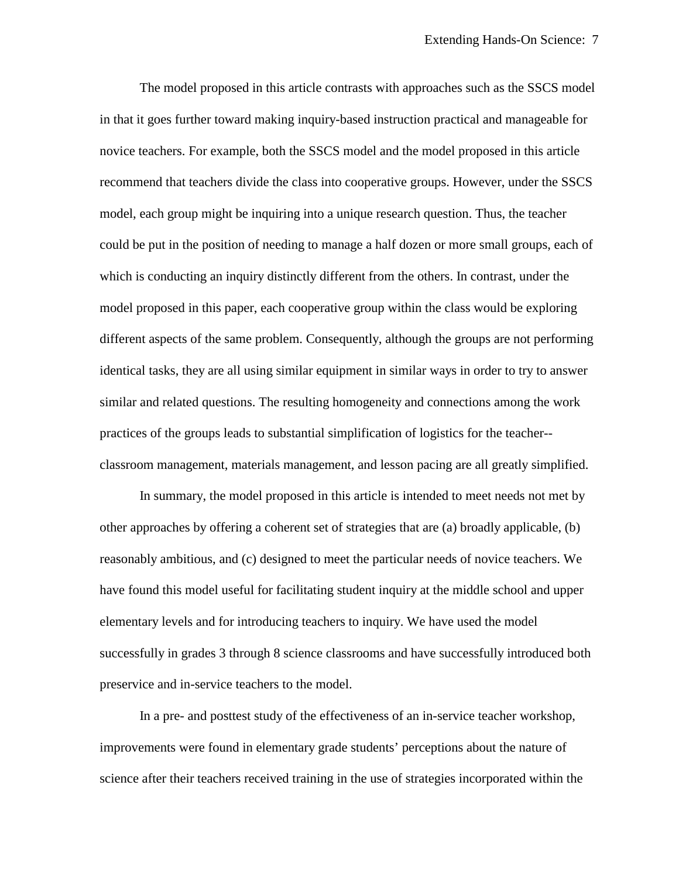The model proposed in this article contrasts with approaches such as the SSCS model in that it goes further toward making inquiry-based instruction practical and manageable for novice teachers. For example, both the SSCS model and the model proposed in this article recommend that teachers divide the class into cooperative groups. However, under the SSCS model, each group might be inquiring into a unique research question. Thus, the teacher could be put in the position of needing to manage a half dozen or more small groups, each of which is conducting an inquiry distinctly different from the others. In contrast, under the model proposed in this paper, each cooperative group within the class would be exploring different aspects of the same problem. Consequently, although the groups are not performing identical tasks, they are all using similar equipment in similar ways in order to try to answer similar and related questions. The resulting homogeneity and connections among the work practices of the groups leads to substantial simplification of logistics for the teacher--classroom management, materials management, and lesson pacing are all greatly simplified.

In summary, the model proposed in this article is intended to meet needs not met by other approaches by offering a coherent set of strategies that are (a) broadly applicable, (b) reasonably ambitious, and (c) designed to meet the particular needs of novice teachers. We have found this model useful for facilitating student inquiry at the middle school and upper elementary levels and for introducing teachers to inquiry. We have used the model successfully in grades 3 through 8 science classrooms and have successfully introduced both preservice and in-service teachers to the model.

In a pre- and posttest study of the effectiveness of an in-service teacher workshop, improvements were found in elementary grade students' perceptions about the nature of science after their teachers received training in the use of strategies incorporated within the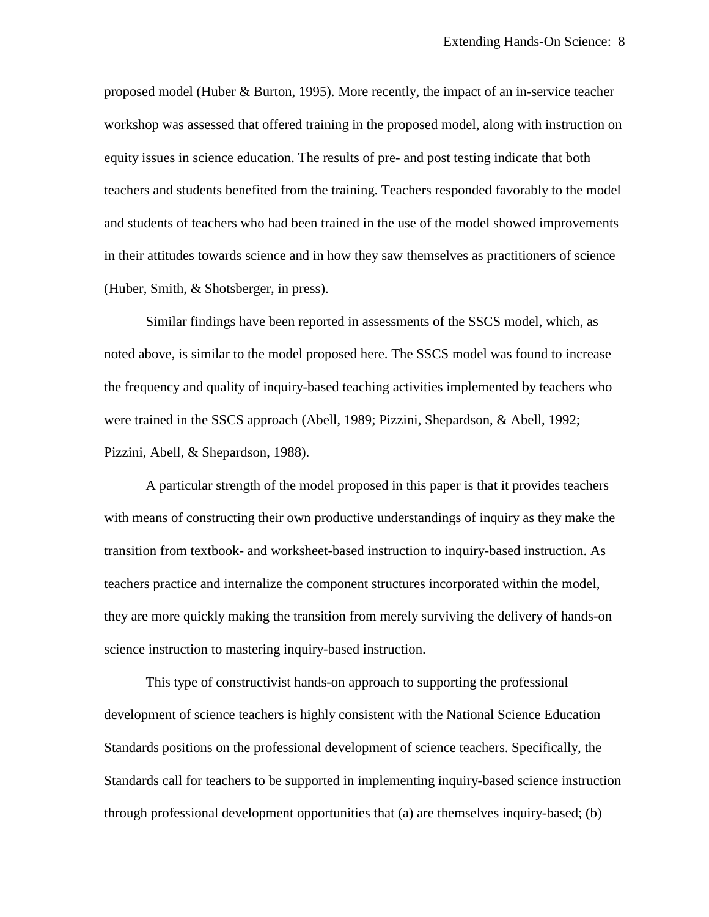proposed model (Huber & Burton, 1995). More recently, the impact of an in-service teacher workshop was assessed that offered training in the proposed model, along with instruction on equity issues in science education. The results of pre- and post testing indicate that both teachers and students benefited from the training. Teachers responded favorably to the model and students of teachers who had been trained in the use of the model showed improvements in their attitudes towards science and in how they saw themselves as practitioners of science (Huber, Smith, & Shotsberger, in press).

Similar findings have been reported in assessments of the SSCS model, which, as noted above, is similar to the model proposed here. The SSCS model was found to increase the frequency and quality of inquiry-based teaching activities implemented by teachers who were trained in the SSCS approach (Abell, 1989; Pizzini, Shepardson, & Abell, 1992; Pizzini, Abell, & Shepardson, 1988).

A particular strength of the model proposed in this paper is that it provides teachers with means of constructing their own productive understandings of inquiry as they make the transition from textbook- and worksheet-based instruction to inquiry-based instruction. As teachers practice and internalize the component structures incorporated within the model, they are more quickly making the transition from merely surviving the delivery of hands-on science instruction to mastering inquiry-based instruction.

This type of constructivist hands-on approach to supporting the professional development of science teachers is highly consistent with the National Science Education Standards positions on the professional development of science teachers. Specifically, the Standards call for teachers to be supported in implementing inquiry-based science instruction through professional development opportunities that (a) are themselves inquiry-based; (b)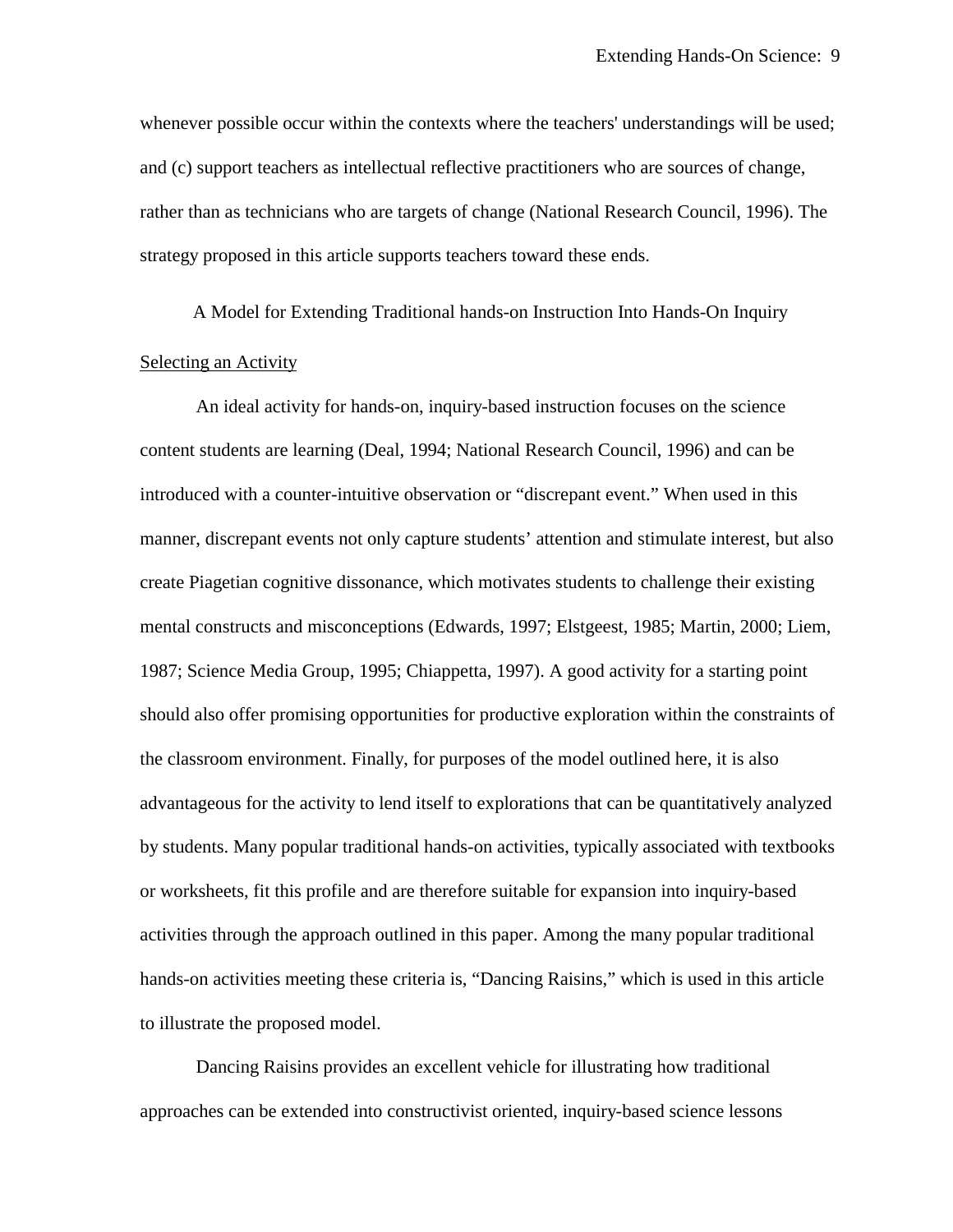whenever possible occur within the contexts where the teachers' understandings will be used; and (c) support teachers as intellectual reflective practitioners who are sources of change, rather than as technicians who are targets of change (National Research Council, 1996). The strategy proposed in this article supports teachers toward these ends.

## A Model for Extending Traditional hands-on Instruction Into Hands-On Inquiry

### Selecting an Activity

An ideal activity for hands-on, inquiry-based instruction focuses on the science content students are learning (Deal, 1994; National Research Council, 1996) and can be introduced with a counter-intuitive observation or "discrepant event." When used in this manner, discrepant events not only capture students' attention and stimulate interest, but also create Piagetian cognitive dissonance, which motivates students to challenge their existing mental constructs and misconceptions (Edwards, 1997; Elstgeest, 1985; Martin, 2000; Liem, 1987; Science Media Group, 1995; Chiappetta, 1997). A good activity for a starting point should also offer promising opportunities for productive exploration within the constraints of the classroom environment. Finally, for purposes of the model outlined here, it is also advantageous for the activity to lend itself to explorations that can be quantitatively analyzed by students. Many popular traditional hands-on activities, typically associated with textbooks or worksheets, fit this profile and are therefore suitable for expansion into inquiry-based activities through the approach outlined in this paper. Among the many popular traditional hands-on activities meeting these criteria is, "Dancing Raisins," which is used in this article to illustrate the proposed model.

Dancing Raisins provides an excellent vehicle for illustrating how traditional approaches can be extended into constructivist oriented, inquiry-based science lessons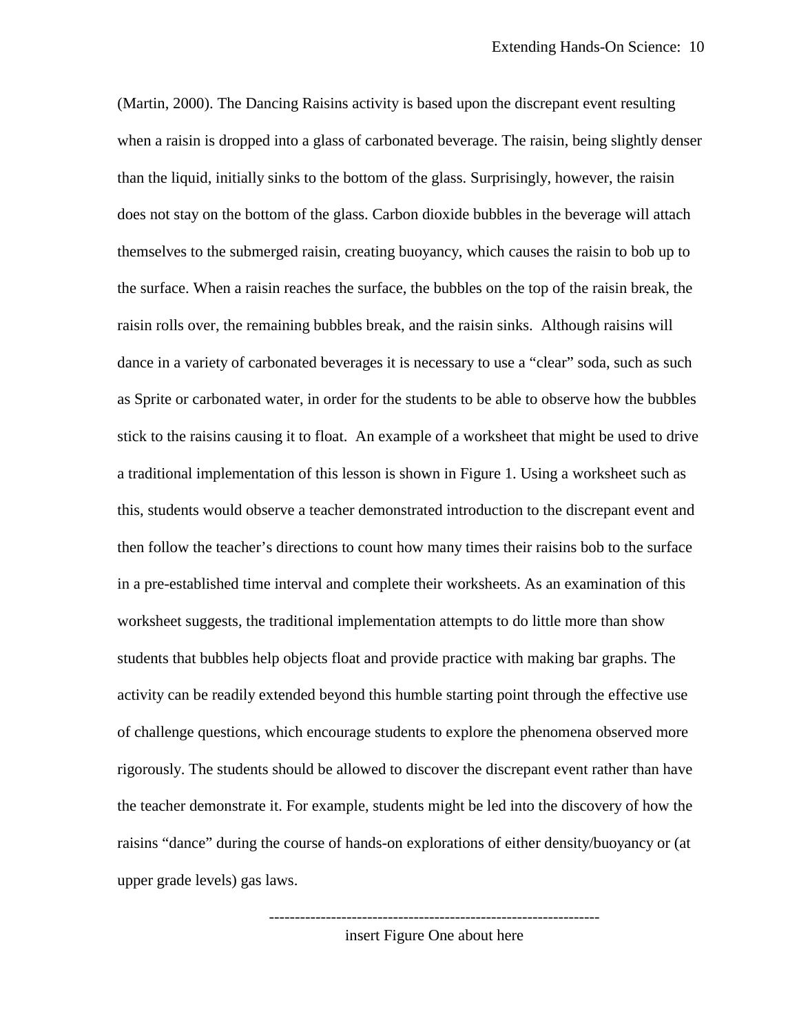(Martin, 2000). The Dancing Raisins activity is based upon the discrepant event resulting when a raisin is dropped into a glass of carbonated beverage. The raisin, being slightly denser than the liquid, initially sinks to the bottom of the glass. Surprisingly, however, the raisin does not stay on the bottom of the glass. Carbon dioxide bubbles in the beverage will attach themselves to the submerged raisin, creating buoyancy, which causes the raisin to bob up to the surface. When a raisin reaches the surface, the bubbles on the top of the raisin break, the raisin rolls over, the remaining bubbles break, and the raisin sinks.  Although raisins will dance in a variety of carbonated beverages it is necessary to use a "clear" soda, such as such as Sprite or carbonated water, in order for the students to be able to observe how the bubbles stick to the raisins causing it to float.  An example of a worksheet that might be used to drive a traditional implementation of this lesson is shown in Figure 1. Using a worksheet such as this, students would observe a teacher demonstrated introduction to the discrepant event and then follow the teacher's directions to count how many times their raisins bob to the surface in a pre-established time interval and complete their worksheets. As an examination of this worksheet suggests, the traditional implementation attempts to do little more than show students that bubbles help objects float and provide practice with making bar graphs. The activity can be readily extended beyond this humble starting point through the effective use of challenge questions, which encourage students to explore the phenomena observed more rigorously. The students should be allowed to discover the discrepant event rather than have the teacher demonstrate it. For example, students might be led into the discovery of how the raisins "dance" during the course of hands-on explorations of either density/buoyancy or (at upper grade levels) gas laws.

---

insert Figure One about here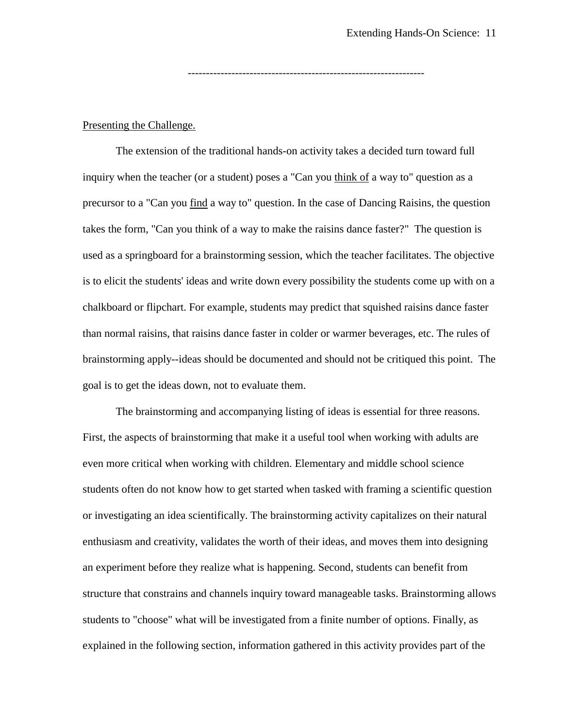----------------------------------------------------------------

Presenting the Challenge.

The extension of the traditional hands-on activity takes a decided turn toward full inquiry when the teacher (or a student) poses a "Can you think of a way to" question as a precursor to a "Can you find a way to" question. In the case of Dancing Raisins, the question takes the form, "Can you think of a way to make the raisins dance faster?" The question is used as a springboard for a brainstorming session, which the teacher facilitates. The objective is to elicit the students' ideas and write down every possibility the students come up with on a chalkboard or flipchart. For example, students may predict that squished raisins dance faster than normal raisins, that raisins dance faster in colder or warmer beverages, etc. The rules of brainstorming apply--ideas should be documented and should not be critiqued this point. The goal is to get the ideas down, not to evaluate them.

The brainstorming and accompanying listing of ideas is essential for three reasons. First, the aspects of brainstorming that make it a useful tool when working with adults are even more critical when working with children. Elementary and middle school science students often do not know how to get started when tasked with framing a scientific question or investigating an idea scientifically. The brainstorming activity capitalizes on their natural enthusiasm and creativity, validates the worth of their ideas, and moves them into designing an experiment before they realize what is happening. Second, students can benefit from structure that constrains and channels inquiry toward manageable tasks. Brainstorming allows students to "choose" what will be investigated from a finite number of options. Finally, as explained in the following section, information gathered in this activity provides part of the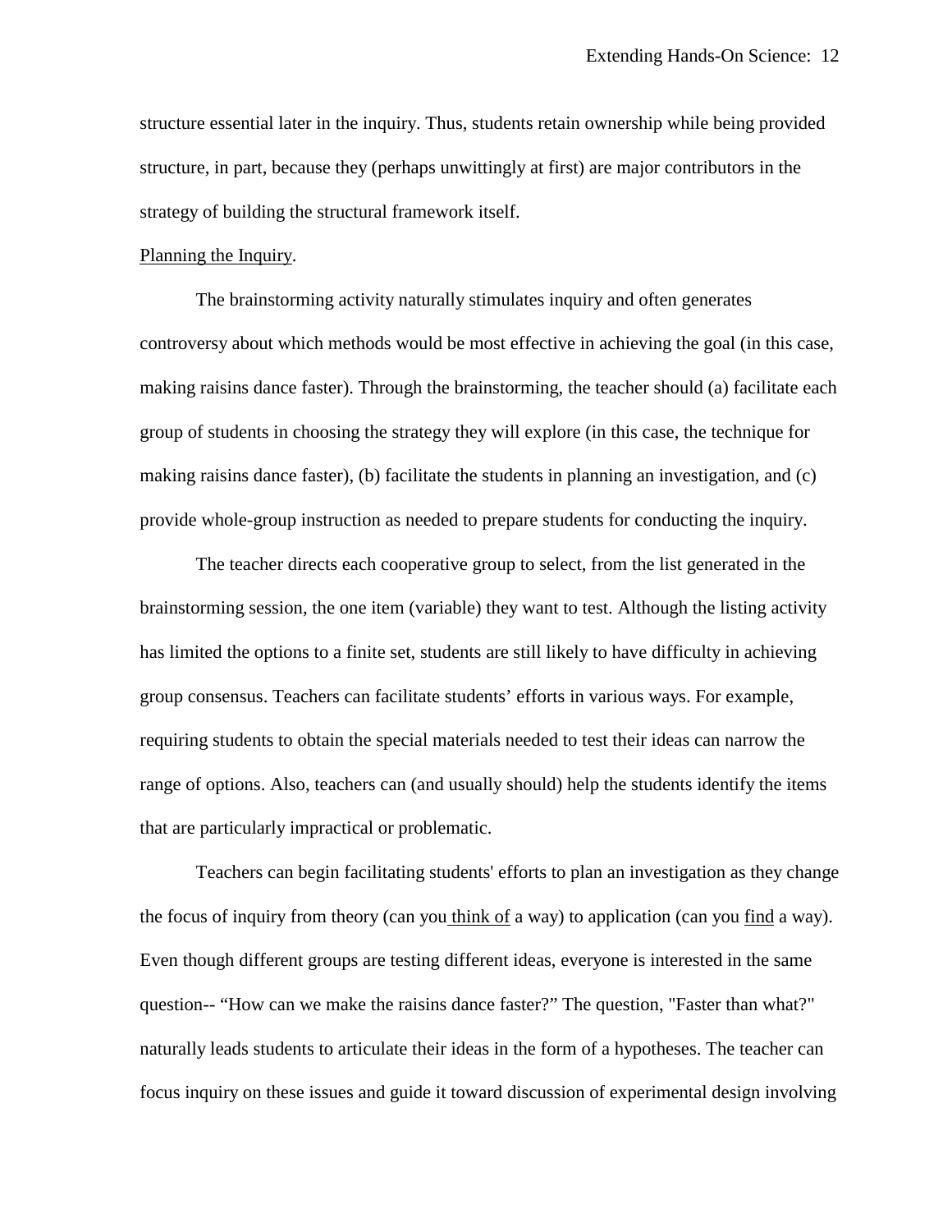structure essential later in the inquiry. Thus, students retain ownership while being provided structure, in part, because they (perhaps unwittingly at first) are major contributors in the strategy of building the structural framework itself.

<u>Planning the Inquiry</u>.

The brainstorming activity naturally stimulates inquiry and often generates controversy about which methods would be most effective in achieving the goal (in this case, making raisins dance faster). Through the brainstorming, the teacher should (a) facilitate each group of students in choosing the strategy they will explore (in this case, the technique for making raisins dance faster), (b) facilitate the students in planning an investigation, and (c) provide whole-group instruction as needed to prepare students for conducting the inquiry.

The teacher directs each cooperative group to select, from the list generated in the brainstorming session, the one item (variable) they want to test. Although the listing activity has limited the options to a finite set, students are still likely to have difficulty in achieving group consensus. Teachers can facilitate students' efforts in various ways. For example, requiring students to obtain the special materials needed to test their ideas can narrow the range of options. Also, teachers can (and usually should) help the students identify the items that are particularly impractical or problematic.

Teachers can begin facilitating students' efforts to plan an investigation as they change the focus of inquiry from theory (can you <u>think of</u> a way) to application (can you <u>find</u> a way). Even though different groups are testing different ideas, everyone is interested in the same question-- "How can we make the raisins dance faster?" The question, "Faster than what?" naturally leads students to articulate their ideas in the form of a hypotheses. The teacher can focus inquiry on these issues and guide it toward discussion of experimental design involving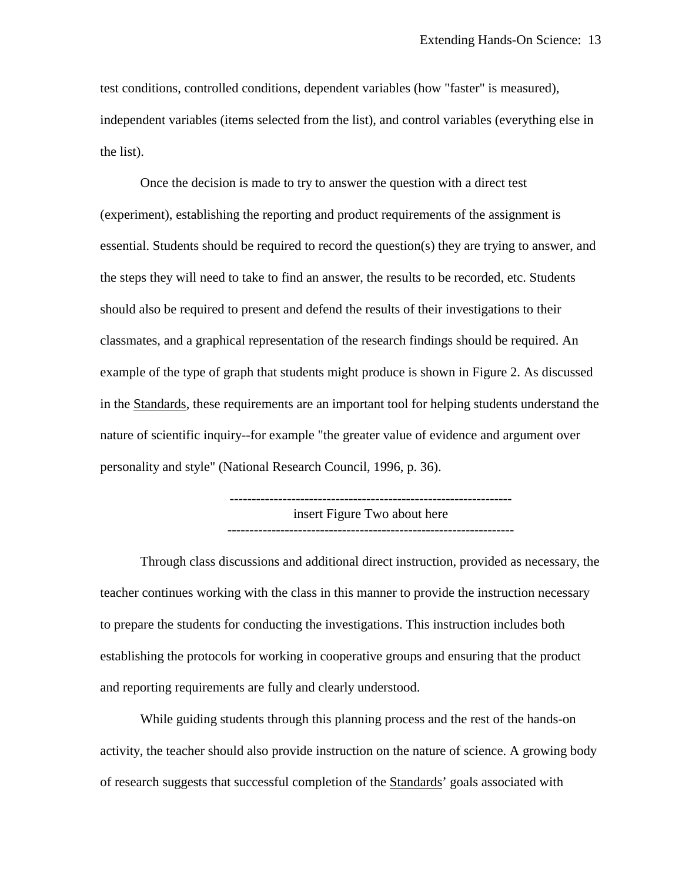test conditions, controlled conditions, dependent variables (how "faster" is measured), independent variables (items selected from the list), and control variables (everything else in the list).

Once the decision is made to try to answer the question with a direct test (experiment), establishing the reporting and product requirements of the assignment is essential. Students should be required to record the question(s) they are trying to answer, and the steps they will need to take to find an answer, the results to be recorded, etc. Students should also be required to present and defend the results of their investigations to their classmates, and a graphical representation of the research findings should be required. An example of the type of graph that students might produce is shown in Figure 2. As discussed in the Standards, these requirements are an important tool for helping students understand the nature of scientific inquiry--for example "the greater value of evidence and argument over personality and style" (National Research Council, 1996, p. 36).

----------------------------------------------------------------
insert Figure Two about here
----------------------------------------------------------------

Through class discussions and additional direct instruction, provided as necessary, the teacher continues working with the class in this manner to provide the instruction necessary to prepare the students for conducting the investigations. This instruction includes both establishing the protocols for working in cooperative groups and ensuring that the product and reporting requirements are fully and clearly understood.

While guiding students through this planning process and the rest of the hands-on activity, the teacher should also provide instruction on the nature of science. A growing body of research suggests that successful completion of the Standards' goals associated with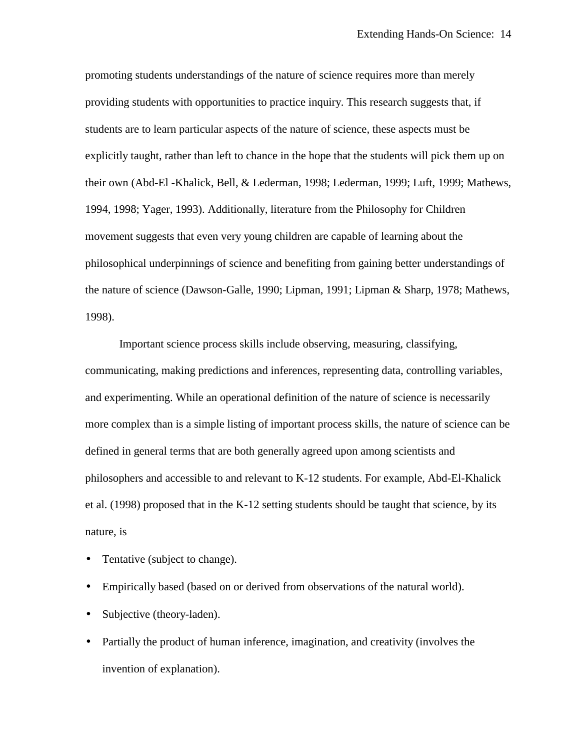promoting students understandings of the nature of science requires more than merely providing students with opportunities to practice inquiry. This research suggests that, if students are to learn particular aspects of the nature of science, these aspects must be explicitly taught, rather than left to chance in the hope that the students will pick them up on their own (Abd-El -Khalick, Bell, & Lederman, 1998; Lederman, 1999; Luft, 1999; Mathews, 1994, 1998; Yager, 1993). Additionally, literature from the Philosophy for Children movement suggests that even very young children are capable of learning about the philosophical underpinnings of science and benefiting from gaining better understandings of the nature of science (Dawson-Galle, 1990; Lipman, 1991; Lipman & Sharp, 1978; Mathews, 1998).

Important science process skills include observing, measuring, classifying, communicating, making predictions and inferences, representing data, controlling variables, and experimenting. While an operational definition of the nature of science is necessarily more complex than is a simple listing of important process skills, the nature of science can be defined in general terms that are both generally agreed upon among scientists and philosophers and accessible to and relevant to K-12 students. For example, Abd-El-Khalick et al. (1998) proposed that in the K-12 setting students should be taught that science, by its nature, is

- Tentative (subject to change).
- Empirically based (based on or derived from observations of the natural world).
- Subjective (theory-laden).
- Partially the product of human inference, imagination, and creativity (involves the invention of explanation).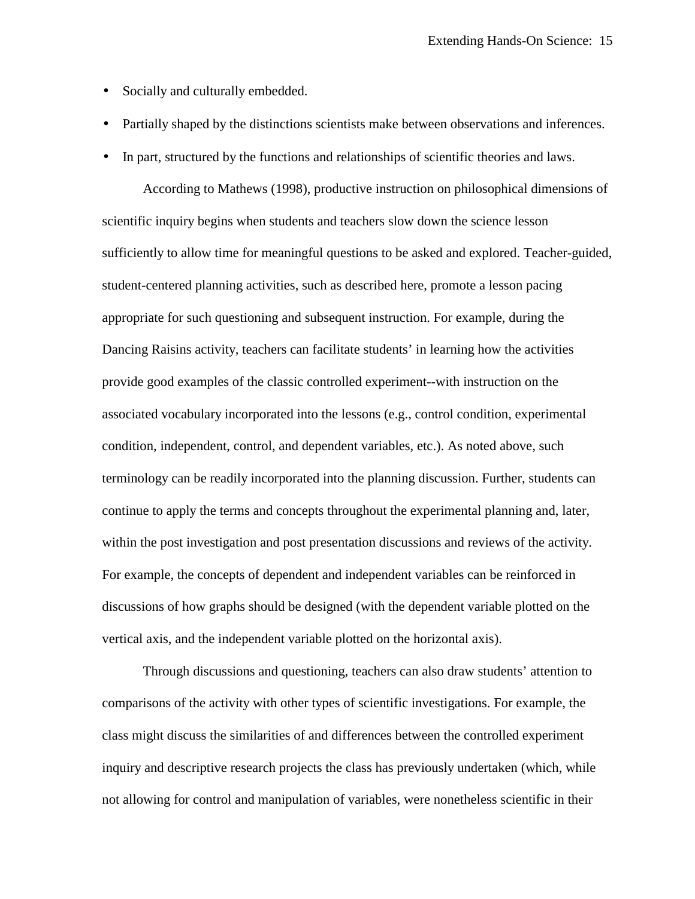- Socially and culturally embedded.
- Partially shaped by the distinctions scientists make between observations and inferences.
- In part, structured by the functions and relationships of scientific theories and laws.

According to Mathews (1998), productive instruction on philosophical dimensions of scientific inquiry begins when students and teachers slow down the science lesson sufficiently to allow time for meaningful questions to be asked and explored. Teacher-guided, student-centered planning activities, such as described here, promote a lesson pacing appropriate for such questioning and subsequent instruction. For example, during the Dancing Raisins activity, teachers can facilitate students' in learning how the activities provide good examples of the classic controlled experiment--with instruction on the associated vocabulary incorporated into the lessons (e.g., control condition, experimental condition, independent, control, and dependent variables, etc.). As noted above, such terminology can be readily incorporated into the planning discussion. Further, students can continue to apply the terms and concepts throughout the experimental planning and, later, within the post investigation and post presentation discussions and reviews of the activity. For example, the concepts of dependent and independent variables can be reinforced in discussions of how graphs should be designed (with the dependent variable plotted on the vertical axis, and the independent variable plotted on the horizontal axis).

Through discussions and questioning, teachers can also draw students' attention to comparisons of the activity with other types of scientific investigations. For example, the class might discuss the similarities of and differences between the controlled experiment inquiry and descriptive research projects the class has previously undertaken (which, while not allowing for control and manipulation of variables, were nonetheless scientific in their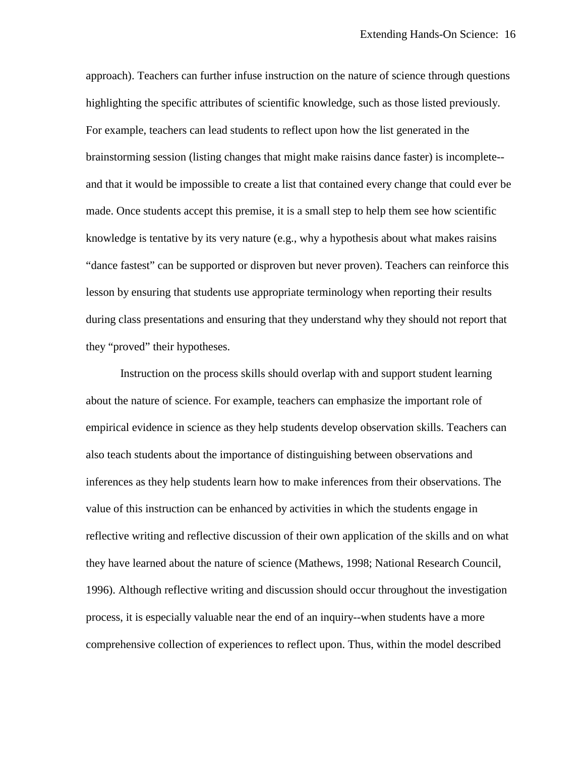approach). Teachers can further infuse instruction on the nature of science through questions highlighting the specific attributes of scientific knowledge, such as those listed previously. For example, teachers can lead students to reflect upon how the list generated in the brainstorming session (listing changes that might make raisins dance faster) is incomplete--and that it would be impossible to create a list that contained every change that could ever be made. Once students accept this premise, it is a small step to help them see how scientific knowledge is tentative by its very nature (e.g., why a hypothesis about what makes raisins "dance fastest" can be supported or disproven but never proven). Teachers can reinforce this lesson by ensuring that students use appropriate terminology when reporting their results during class presentations and ensuring that they understand why they should not report that they "proved" their hypotheses.

Instruction on the process skills should overlap with and support student learning about the nature of science. For example, teachers can emphasize the important role of empirical evidence in science as they help students develop observation skills. Teachers can also teach students about the importance of distinguishing between observations and inferences as they help students learn how to make inferences from their observations. The value of this instruction can be enhanced by activities in which the students engage in reflective writing and reflective discussion of their own application of the skills and on what they have learned about the nature of science (Mathews, 1998; National Research Council, 1996). Although reflective writing and discussion should occur throughout the investigation process, it is especially valuable near the end of an inquiry--when students have a more comprehensive collection of experiences to reflect upon. Thus, within the model described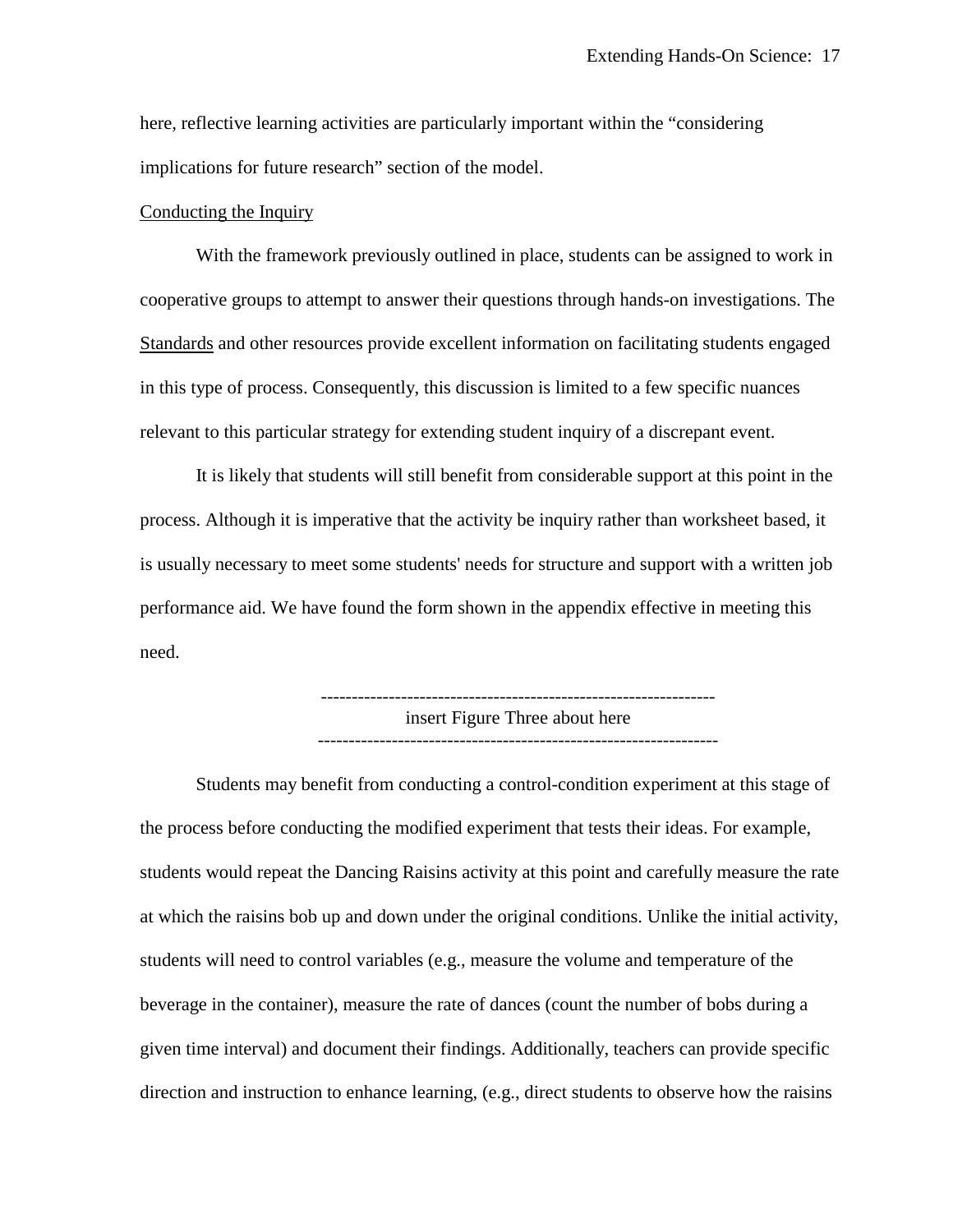here, reflective learning activities are particularly important within the "considering implications for future research" section of the model.

Conducting the Inquiry

With the framework previously outlined in place, students can be assigned to work in cooperative groups to attempt to answer their questions through hands-on investigations. The Standards and other resources provide excellent information on facilitating students engaged in this type of process. Consequently, this discussion is limited to a few specific nuances relevant to this particular strategy for extending student inquiry of a discrepant event.

It is likely that students will still benefit from considerable support at this point in the process. Although it is imperative that the activity be inquiry rather than worksheet based, it is usually necessary to meet some students' needs for structure and support with a written job performance aid. We have found the form shown in the appendix effective in meeting this need.

----------------------------------------------------------------
insert Figure Three about here
----------------------------------------------------------------

Students may benefit from conducting a control-condition experiment at this stage of the process before conducting the modified experiment that tests their ideas. For example, students would repeat the Dancing Raisins activity at this point and carefully measure the rate at which the raisins bob up and down under the original conditions. Unlike the initial activity, students will need to control variables (e.g., measure the volume and temperature of the beverage in the container), measure the rate of dances (count the number of bobs during a given time interval) and document their findings. Additionally, teachers can provide specific direction and instruction to enhance learning, (e.g., direct students to observe how the raisins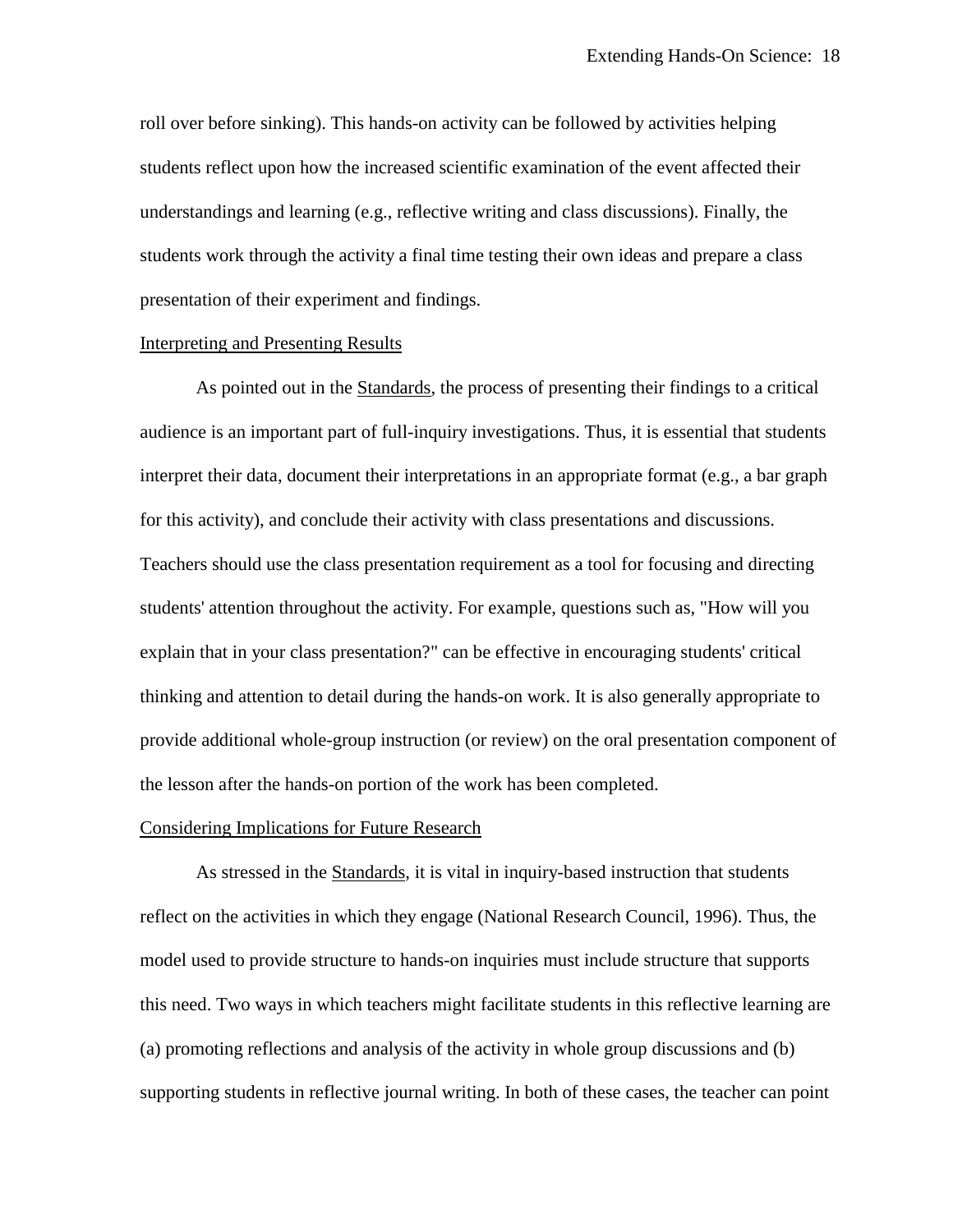roll over before sinking). This hands-on activity can be followed by activities helping students reflect upon how the increased scientific examination of the event affected their understandings and learning (e.g., reflective writing and class discussions). Finally, the students work through the activity a final time testing their own ideas and prepare a class presentation of their experiment and findings.

## Interpreting and Presenting Results

As pointed out in the Standards, the process of presenting their findings to a critical audience is an important part of full-inquiry investigations. Thus, it is essential that students interpret their data, document their interpretations in an appropriate format (e.g., a bar graph for this activity), and conclude their activity with class presentations and discussions. Teachers should use the class presentation requirement as a tool for focusing and directing students' attention throughout the activity. For example, questions such as, "How will you explain that in your class presentation?" can be effective in encouraging students' critical thinking and attention to detail during the hands-on work. It is also generally appropriate to provide additional whole-group instruction (or review) on the oral presentation component of the lesson after the hands-on portion of the work has been completed.

## Considering Implications for Future Research

As stressed in the Standards, it is vital in inquiry-based instruction that students reflect on the activities in which they engage (National Research Council, 1996). Thus, the model used to provide structure to hands-on inquiries must include structure that supports this need. Two ways in which teachers might facilitate students in this reflective learning are (a) promoting reflections and analysis of the activity in whole group discussions and (b) supporting students in reflective journal writing. In both of these cases, the teacher can point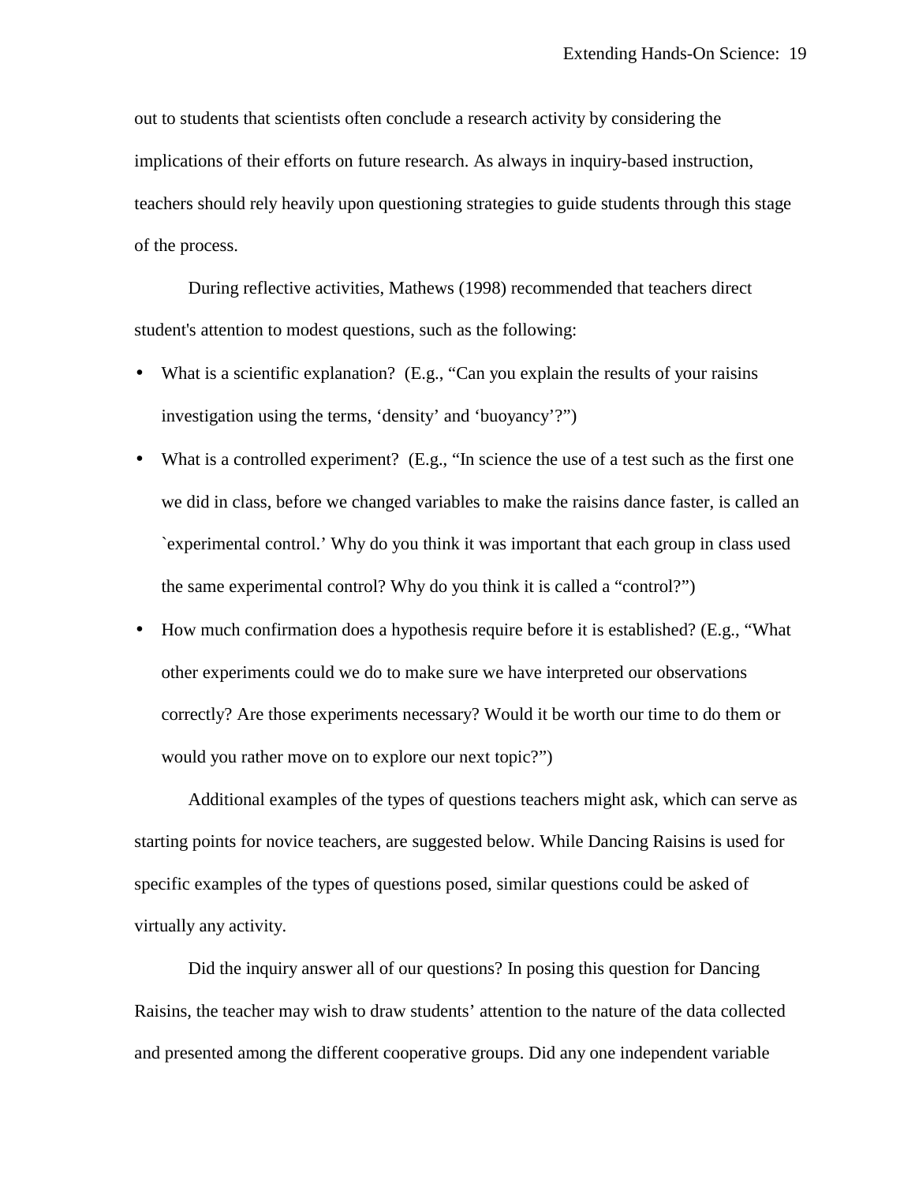out to students that scientists often conclude a research activity by considering the implications of their efforts on future research. As always in inquiry-based instruction, teachers should rely heavily upon questioning strategies to guide students through this stage of the process.

During reflective activities, Mathews (1998) recommended that teachers direct student's attention to modest questions, such as the following:

- What is a scientific explanation? (E.g., “Can you explain the results of your raisins investigation using the terms, ‘density’ and ‘buoyancy’?”)
- What is a controlled experiment? (E.g., “In science the use of a test such as the first one we did in class, before we changed variables to make the raisins dance faster, is called an `experimental control.’ Why do you think it was important that each group in class used the same experimental control? Why do you think it is called a “control?”)
- How much confirmation does a hypothesis require before it is established? (E.g., “What other experiments could we do to make sure we have interpreted our observations correctly? Are those experiments necessary? Would it be worth our time to do them or would you rather move on to explore our next topic?”)

Additional examples of the types of questions teachers might ask, which can serve as starting points for novice teachers, are suggested below. While Dancing Raisins is used for specific examples of the types of questions posed, similar questions could be asked of virtually any activity.

Did the inquiry answer all of our questions? In posing this question for Dancing Raisins, the teacher may wish to draw students’ attention to the nature of the data collected and presented among the different cooperative groups. Did any one independent variable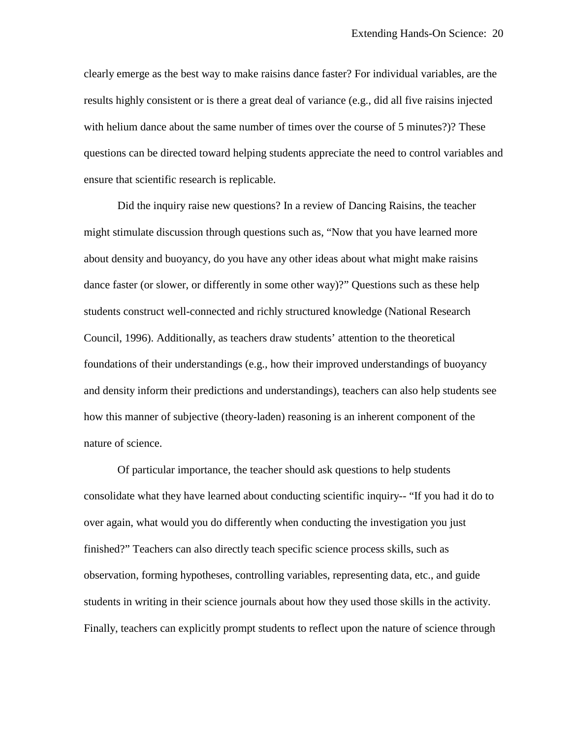clearly emerge as the best way to make raisins dance faster? For individual variables, are the results highly consistent or is there a great deal of variance (e.g., did all five raisins injected with helium dance about the same number of times over the course of 5 minutes?)? These questions can be directed toward helping students appreciate the need to control variables and ensure that scientific research is replicable.

Did the inquiry raise new questions? In a review of Dancing Raisins, the teacher might stimulate discussion through questions such as, "Now that you have learned more about density and buoyancy, do you have any other ideas about what might make raisins dance faster (or slower, or differently in some other way)?" Questions such as these help students construct well-connected and richly structured knowledge (National Research Council, 1996). Additionally, as teachers draw students' attention to the theoretical foundations of their understandings (e.g., how their improved understandings of buoyancy and density inform their predictions and understandings), teachers can also help students see how this manner of subjective (theory-laden) reasoning is an inherent component of the nature of science.

Of particular importance, the teacher should ask questions to help students consolidate what they have learned about conducting scientific inquiry-- "If you had it do to over again, what would you do differently when conducting the investigation you just finished?" Teachers can also directly teach specific science process skills, such as observation, forming hypotheses, controlling variables, representing data, etc., and guide students in writing in their science journals about how they used those skills in the activity. Finally, teachers can explicitly prompt students to reflect upon the nature of science through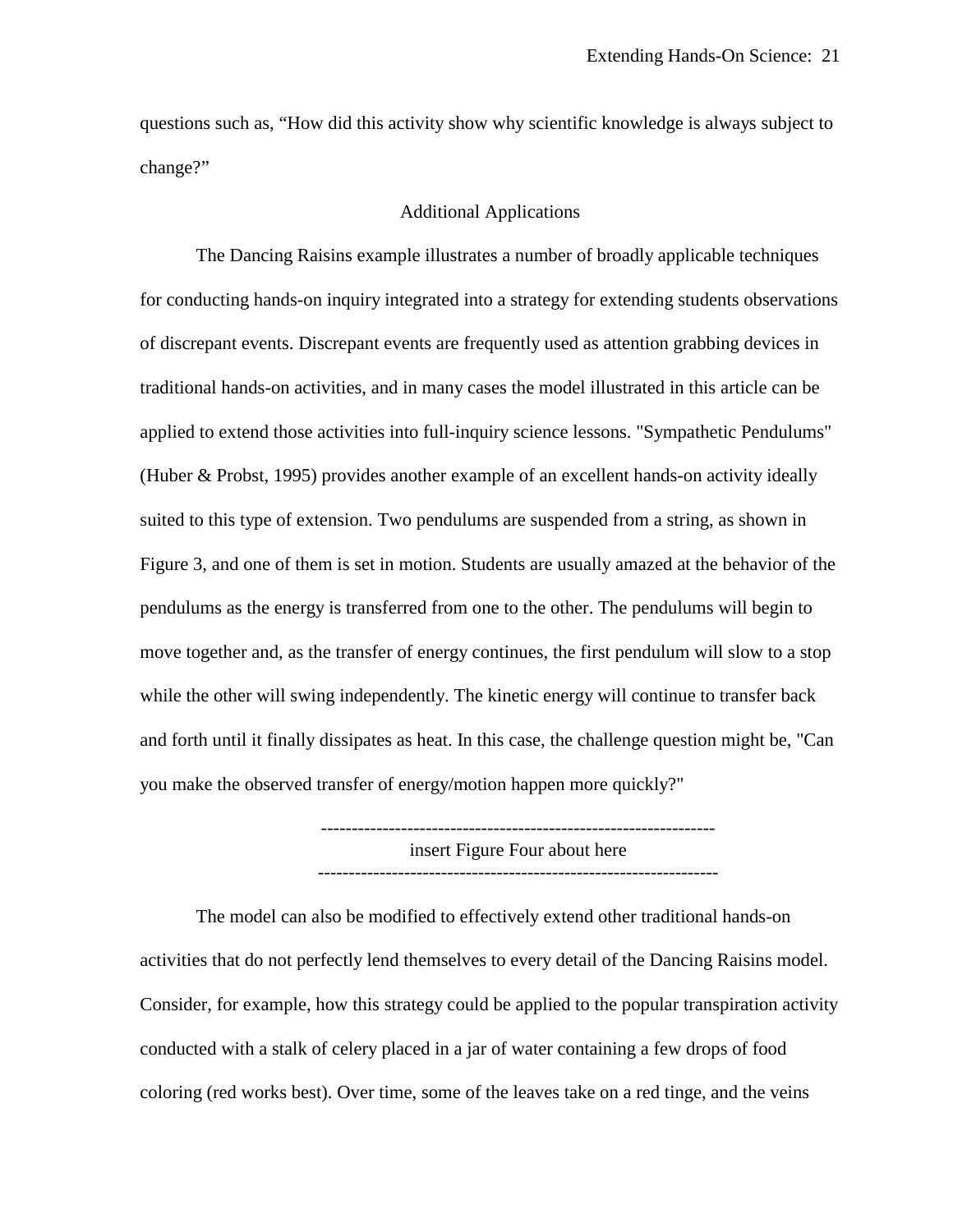questions such as, "How did this activity show why scientific knowledge is always subject to change?"

## Additional Applications

The Dancing Raisins example illustrates a number of broadly applicable techniques for conducting hands-on inquiry integrated into a strategy for extending students observations of discrepant events. Discrepant events are frequently used as attention grabbing devices in traditional hands-on activities, and in many cases the model illustrated in this article can be applied to extend those activities into full-inquiry science lessons. "Sympathetic Pendulums" (Huber & Probst, 1995) provides another example of an excellent hands-on activity ideally suited to this type of extension. Two pendulums are suspended from a string, as shown in Figure 3, and one of them is set in motion. Students are usually amazed at the behavior of the pendulums as the energy is transferred from one to the other. The pendulums will begin to move together and, as the transfer of energy continues, the first pendulum will slow to a stop while the other will swing independently. The kinetic energy will continue to transfer back and forth until it finally dissipates as heat. In this case, the challenge question might be, "Can you make the observed transfer of energy/motion happen more quickly?"

---

insert Figure Four about here

---

The model can also be modified to effectively extend other traditional hands-on activities that do not perfectly lend themselves to every detail of the Dancing Raisins model. Consider, for example, how this strategy could be applied to the popular transpiration activity conducted with a stalk of celery placed in a jar of water containing a few drops of food coloring (red works best). Over time, some of the leaves take on a red tinge, and the veins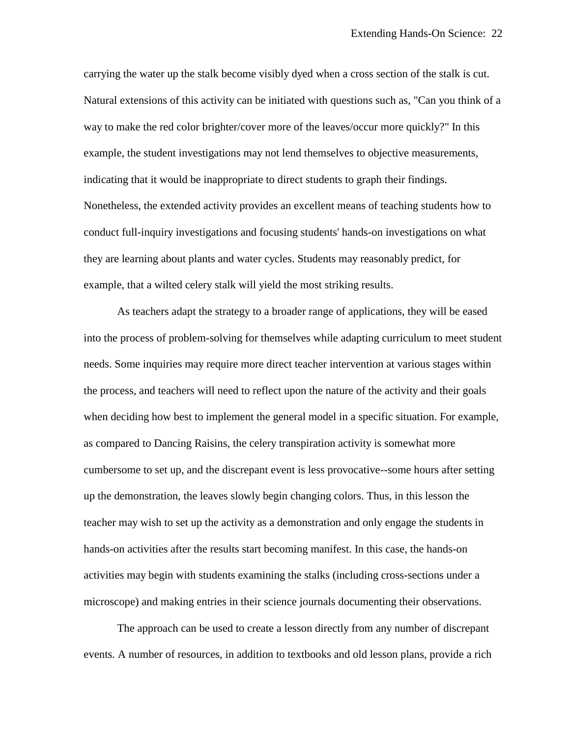carrying the water up the stalk become visibly dyed when a cross section of the stalk is cut. Natural extensions of this activity can be initiated with questions such as, "Can you think of a way to make the red color brighter/cover more of the leaves/occur more quickly?" In this example, the student investigations may not lend themselves to objective measurements, indicating that it would be inappropriate to direct students to graph their findings. Nonetheless, the extended activity provides an excellent means of teaching students how to conduct full-inquiry investigations and focusing students' hands-on investigations on what they are learning about plants and water cycles. Students may reasonably predict, for example, that a wilted celery stalk will yield the most striking results.

As teachers adapt the strategy to a broader range of applications, they will be eased into the process of problem-solving for themselves while adapting curriculum to meet student needs. Some inquiries may require more direct teacher intervention at various stages within the process, and teachers will need to reflect upon the nature of the activity and their goals when deciding how best to implement the general model in a specific situation. For example, as compared to Dancing Raisins, the celery transpiration activity is somewhat more cumbersome to set up, and the discrepant event is less provocative--some hours after setting up the demonstration, the leaves slowly begin changing colors. Thus, in this lesson the teacher may wish to set up the activity as a demonstration and only engage the students in hands-on activities after the results start becoming manifest. In this case, the hands-on activities may begin with students examining the stalks (including cross-sections under a microscope) and making entries in their science journals documenting their observations.

The approach can be used to create a lesson directly from any number of discrepant events. A number of resources, in addition to textbooks and old lesson plans, provide a rich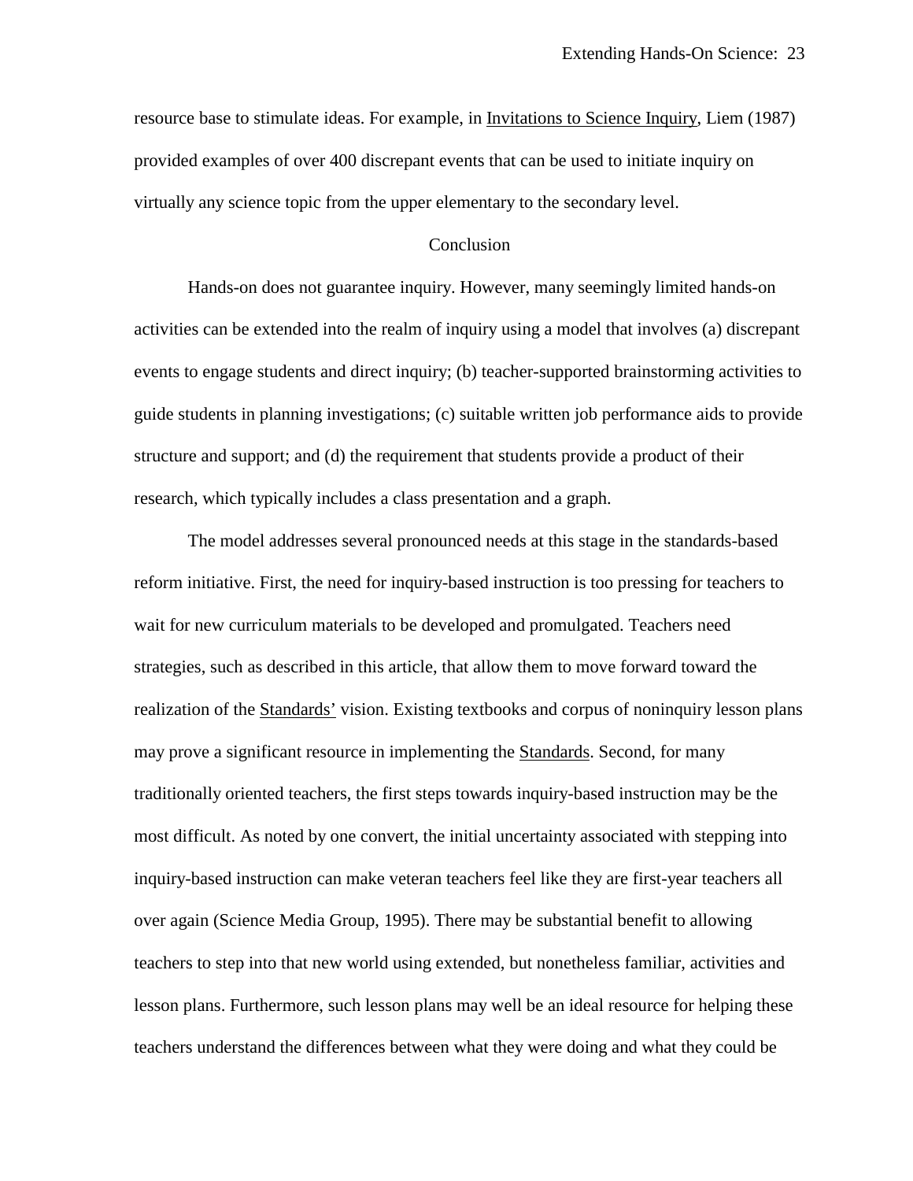resource base to stimulate ideas. For example, in Invitations to Science Inquiry, Liem (1987) provided examples of over 400 discrepant events that can be used to initiate inquiry on virtually any science topic from the upper elementary to the secondary level.

## Conclusion

Hands-on does not guarantee inquiry. However, many seemingly limited hands-on activities can be extended into the realm of inquiry using a model that involves (a) discrepant events to engage students and direct inquiry; (b) teacher-supported brainstorming activities to guide students in planning investigations; (c) suitable written job performance aids to provide structure and support; and (d) the requirement that students provide a product of their research, which typically includes a class presentation and a graph.

The model addresses several pronounced needs at this stage in the standards-based reform initiative. First, the need for inquiry-based instruction is too pressing for teachers to wait for new curriculum materials to be developed and promulgated. Teachers need strategies, such as described in this article, that allow them to move forward toward the realization of the Standards' vision. Existing textbooks and corpus of noninquiry lesson plans may prove a significant resource in implementing the Standards. Second, for many traditionally oriented teachers, the first steps towards inquiry-based instruction may be the most difficult. As noted by one convert, the initial uncertainty associated with stepping into inquiry-based instruction can make veteran teachers feel like they are first-year teachers all over again (Science Media Group, 1995). There may be substantial benefit to allowing teachers to step into that new world using extended, but nonetheless familiar, activities and lesson plans. Furthermore, such lesson plans may well be an ideal resource for helping these teachers understand the differences between what they were doing and what they could be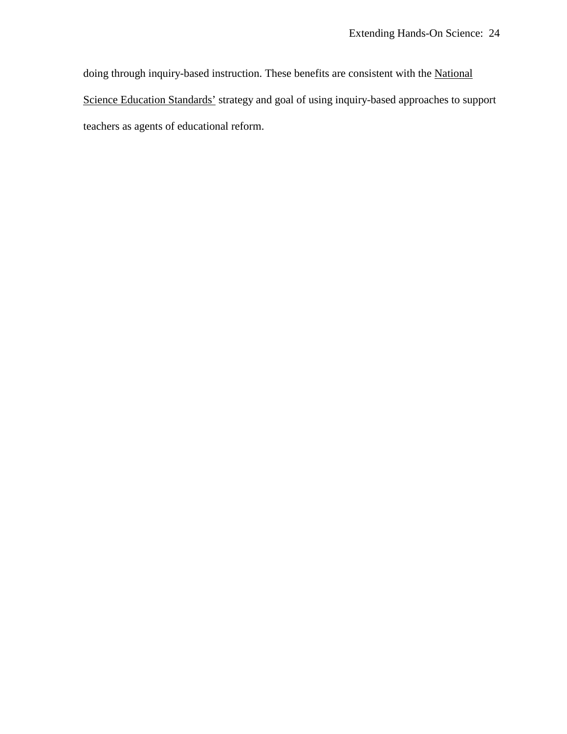doing through inquiry-based instruction. These benefits are consistent with the National Science Education Standards' strategy and goal of using inquiry-based approaches to support teachers as agents of educational reform.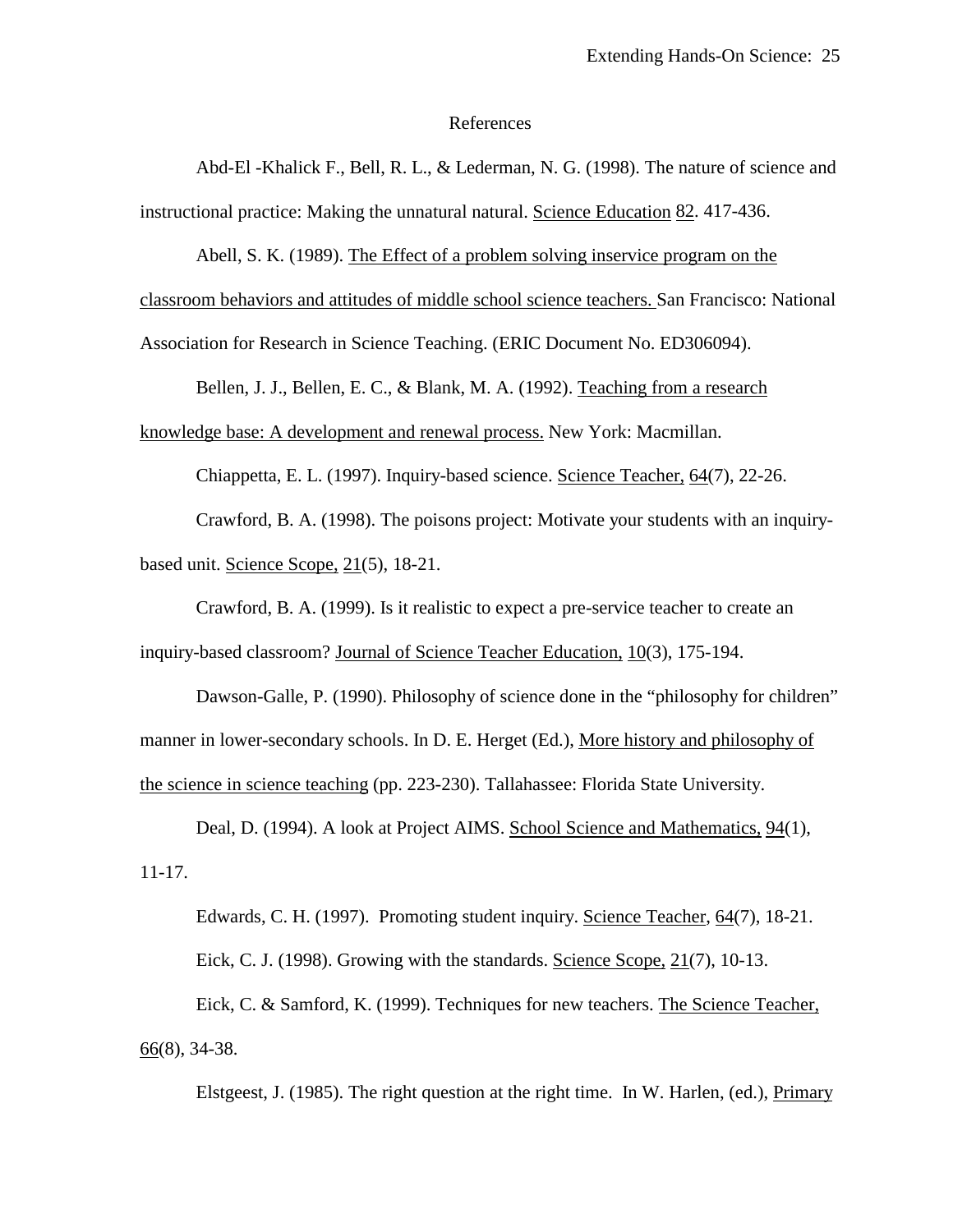# References

Abd-El -Khalick F., Bell, R. L., & Lederman, N. G. (1998). The nature of science and instructional practice: Making the unnatural natural. Science Education 82. 417-436.

Abell, S. K. (1989). The Effect of a problem solving inservice program on the classroom behaviors and attitudes of middle school science teachers. San Francisco: National Association for Research in Science Teaching. (ERIC Document No. ED306094).

Bellen, J. J., Bellen, E. C., & Blank, M. A. (1992). Teaching from a research knowledge base: A development and renewal process. New York: Macmillan.

Chiappetta, E. L. (1997). Inquiry-based science. Science Teacher, 64(7), 22-26.

Crawford, B. A. (1998). The poisons project: Motivate your students with an inquiry-based unit. Science Scope, 21(5), 18-21.

Crawford, B. A. (1999). Is it realistic to expect a pre-service teacher to create an inquiry-based classroom? Journal of Science Teacher Education, 10(3), 175-194.

Dawson-Galle, P. (1990). Philosophy of science done in the "philosophy for children" manner in lower-secondary schools. In D. E. Herget (Ed.), More history and philosophy of the science in science teaching (pp. 223-230). Tallahassee: Florida State University.

Deal, D. (1994). A look at Project AIMS. School Science and Mathematics, 94(1), 11-17.

Edwards, C. H. (1997). Promoting student inquiry. Science Teacher, 64(7), 18-21.

Eick, C. J. (1998). Growing with the standards. Science Scope, 21(7), 10-13.

Eick, C. & Samford, K. (1999). Techniques for new teachers. The Science Teacher, 66(8), 34-38.

Elstgeest, J. (1985). The right question at the right time. In W. Harlen, (ed.), Primary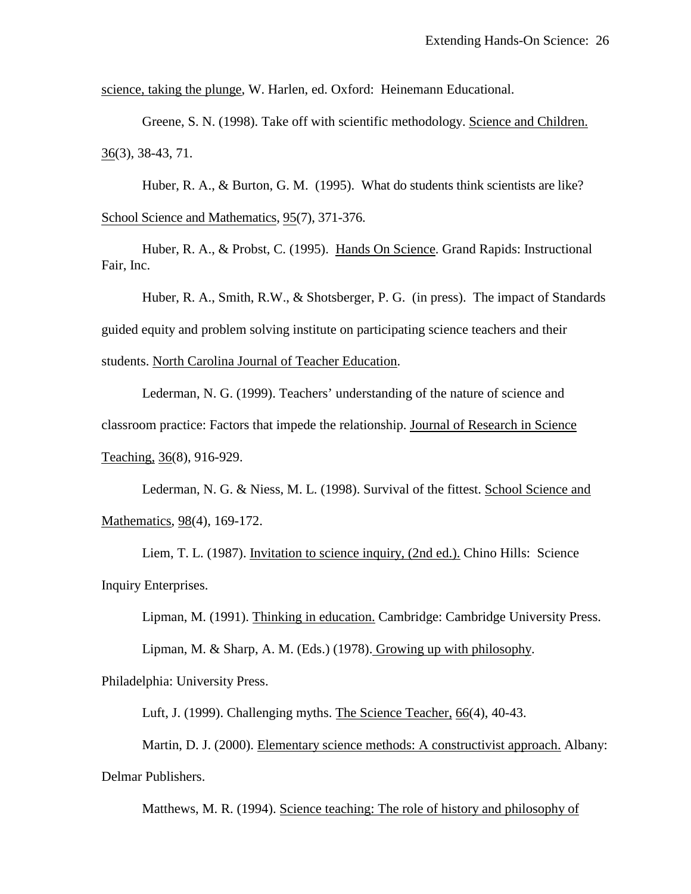science, taking the plunge, W. Harlen, ed. Oxford: Heinemann Educational.

Greene, S. N. (1998). Take off with scientific methodology. Science and Children. 36(3), 38-43, 71.

Huber, R. A., & Burton, G. M. (1995). What do students think scientists are like? School Science and Mathematics, 95(7), 371-376.

Huber, R. A., & Probst, C. (1995). Hands On Science. Grand Rapids: Instructional Fair, Inc.

Huber, R. A., Smith, R.W., & Shotsberger, P. G. (in press). The impact of Standards guided equity and problem solving institute on participating science teachers and their students. North Carolina Journal of Teacher Education.

Lederman, N. G. (1999). Teachers' understanding of the nature of science and classroom practice: Factors that impede the relationship. Journal of Research in Science Teaching, 36(8), 916-929.

Lederman, N. G. & Niess, M. L. (1998). Survival of the fittest. School Science and Mathematics, 98(4), 169-172.

Liem, T. L. (1987). Invitation to science inquiry, (2nd ed.). Chino Hills: Science Inquiry Enterprises.

Lipman, M. (1991). Thinking in education. Cambridge: Cambridge University Press.

Lipman, M. & Sharp, A. M. (Eds.) (1978). Growing up with philosophy. Philadelphia: University Press.

Luft, J. (1999). Challenging myths. The Science Teacher, 66(4), 40-43.

Martin, D. J. (2000). Elementary science methods: A constructivist approach. Albany: Delmar Publishers.

Matthews, M. R. (1994). Science teaching: The role of history and philosophy of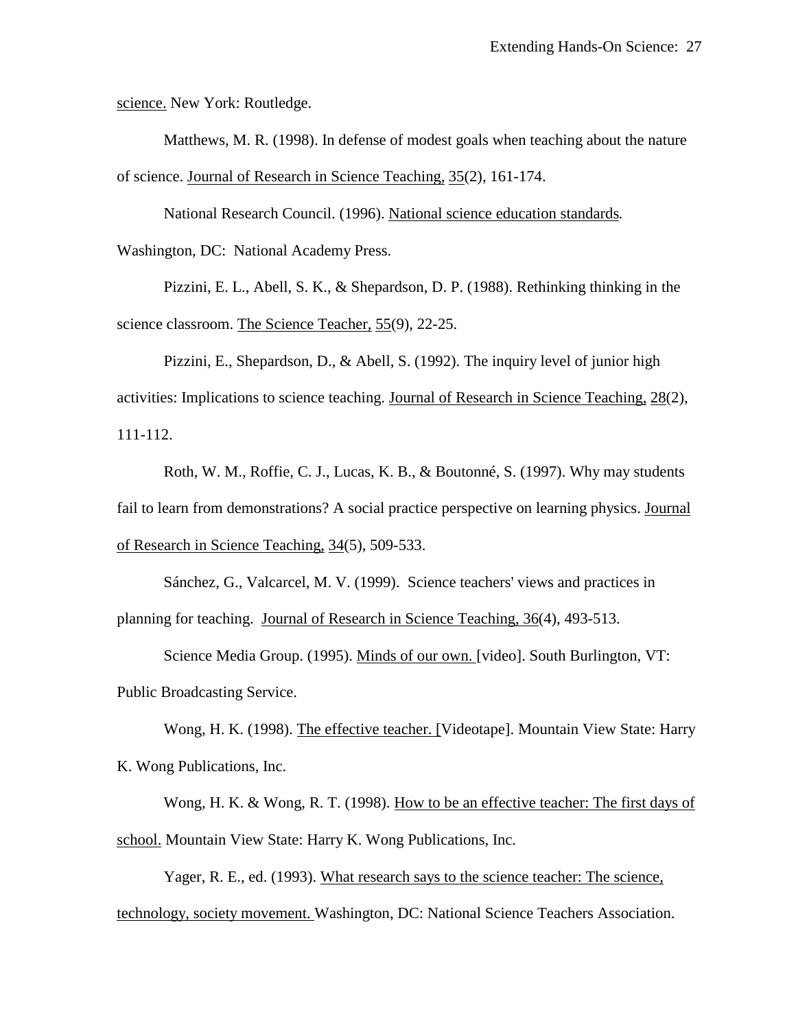science. New York: Routledge.

Matthews, M. R. (1998). In defense of modest goals when teaching about the nature of science. Journal of Research in Science Teaching, 35(2), 161-174.

National Research Council. (1996). National science education standards. Washington, DC: National Academy Press.

Pizzini, E. L., Abell, S. K., & Shepardson, D. P. (1988). Rethinking thinking in the science classroom. The Science Teacher, 55(9), 22-25.

Pizzini, E., Shepardson, D., & Abell, S. (1992). The inquiry level of junior high activities: Implications to science teaching. Journal of Research in Science Teaching, 28(2), 111-112.

Roth, W. M., Roffie, C. J., Lucas, K. B., & Boutonné, S. (1997). Why may students fail to learn from demonstrations? A social practice perspective on learning physics. Journal of Research in Science Teaching, 34(5), 509-533.

Sánchez, G., Valcarcel, M. V. (1999). Science teachers' views and practices in planning for teaching. Journal of Research in Science Teaching, 36(4), 493-513.

Science Media Group. (1995). Minds of our own. [video]. South Burlington, VT: Public Broadcasting Service.

Wong, H. K. (1998). The effective teacher. [Videotape]. Mountain View State: Harry K. Wong Publications, Inc.

Wong, H. K. & Wong, R. T. (1998). How to be an effective teacher: The first days of school. Mountain View State: Harry K. Wong Publications, Inc.

Yager, R. E., ed. (1993). What research says to the science teacher: The science, technology, society movement. Washington, DC: National Science Teachers Association.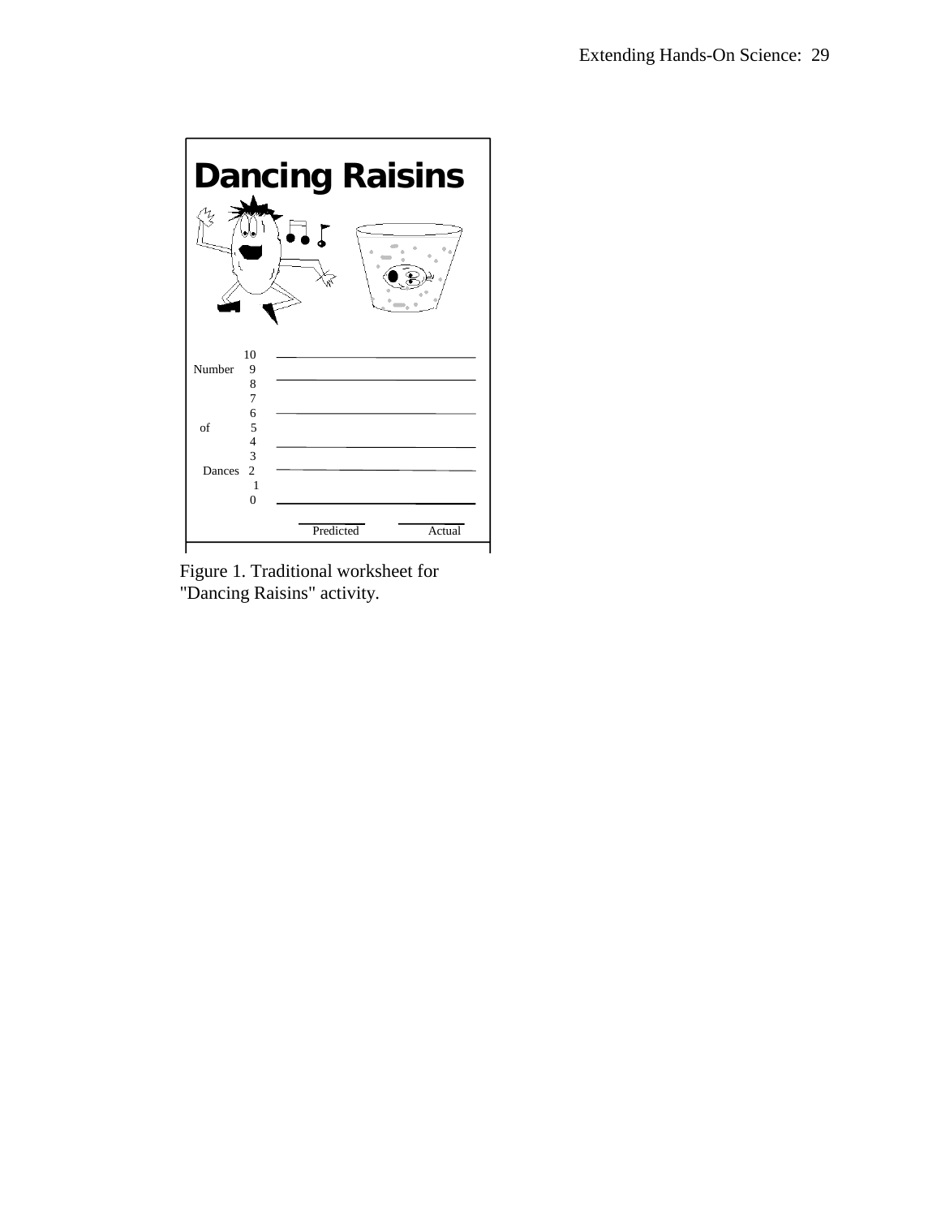# Dancing Raisins

Number of Dances: 10, 9, 8, 7, 6, 5, 4, 3, 2, 1, 0

Predicted ______ Actual ______

Figure 1. Traditional worksheet for "Dancing Raisins" activity.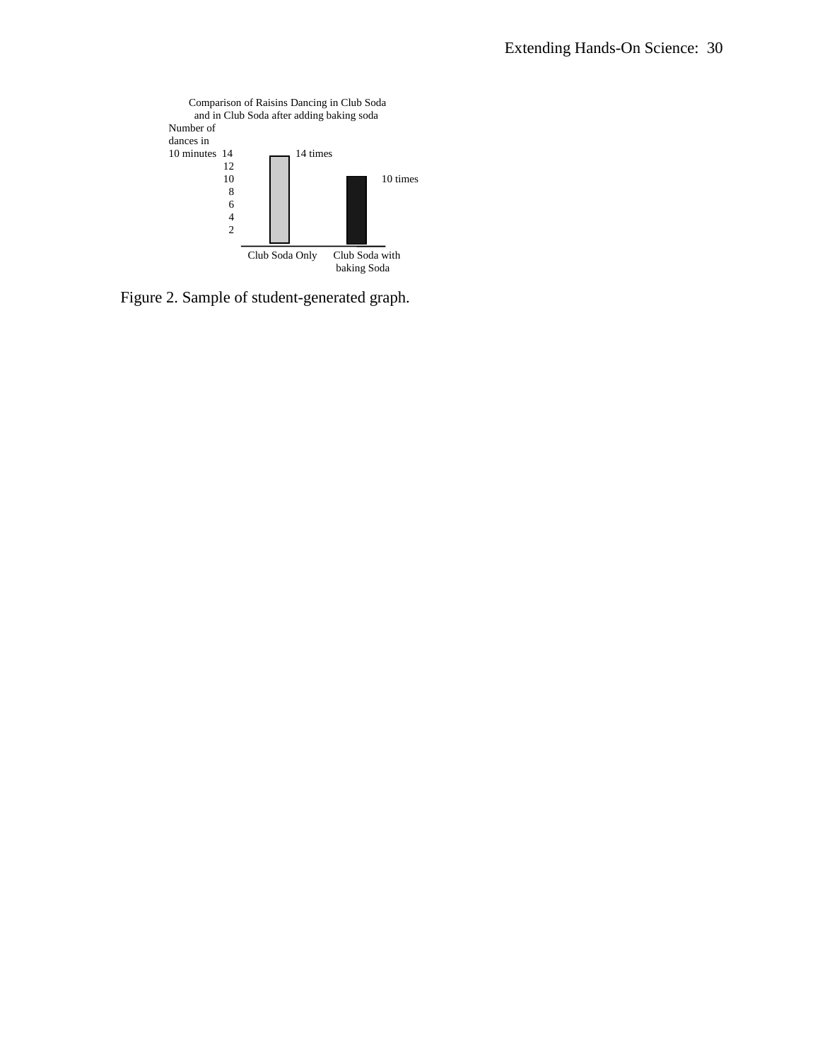Comparison of Raisins Dancing in Club Soda and in Club Soda after adding baking soda

Number of dances in 10 minutes

14
12
10
8
6
4
2

14 times

10 times

Club Soda Only

Club Soda with baking Soda

Figure 2. Sample of student-generated graph.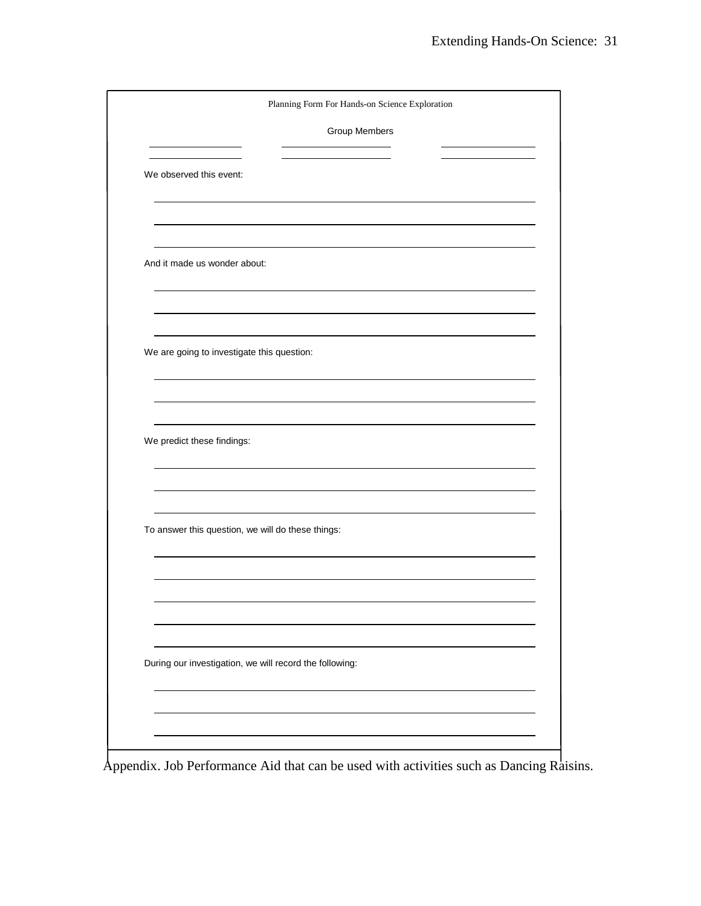Planning Form For Hands-on Science Exploration

Group Members

_______________ _______________ _______________

_______________ _______________ _______________

We observed this event:

___________________________________________________________

___________________________________________________________

___________________________________________________________

And it made us wonder about:

___________________________________________________________

___________________________________________________________

___________________________________________________________

We are going to investigate this question:

___________________________________________________________

___________________________________________________________

___________________________________________________________

We predict these findings:

___________________________________________________________

___________________________________________________________

___________________________________________________________

To answer this question, we will do these things:

___________________________________________________________

___________________________________________________________

___________________________________________________________

___________________________________________________________

___________________________________________________________

During our investigation, we will record the following:

___________________________________________________________

___________________________________________________________

___________________________________________________________

Appendix. Job Performance Aid that can be used with activities such as Dancing Raisins.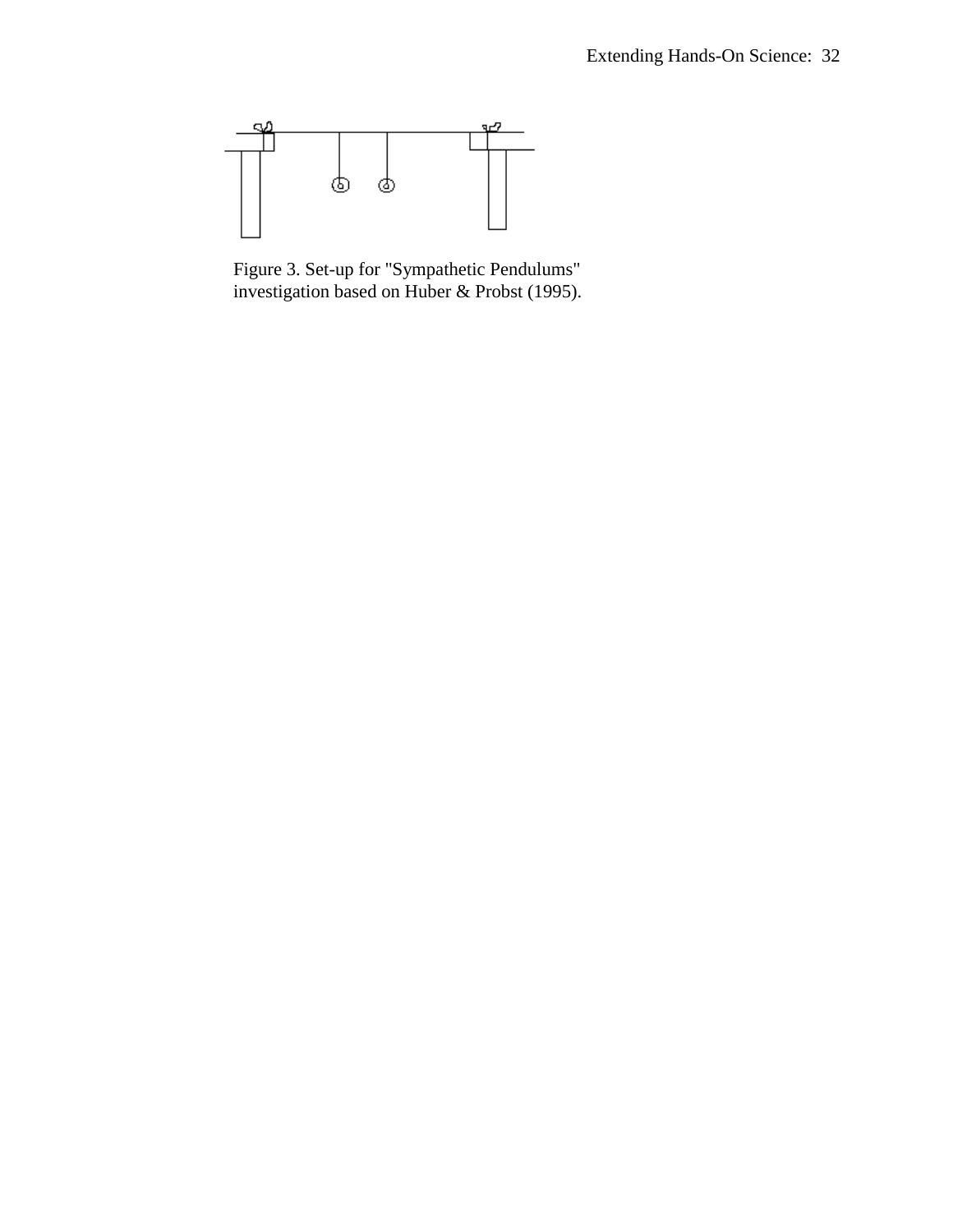Figure 3. Set-up for "Sympathetic Pendulums" investigation based on Huber & Probst (1995).